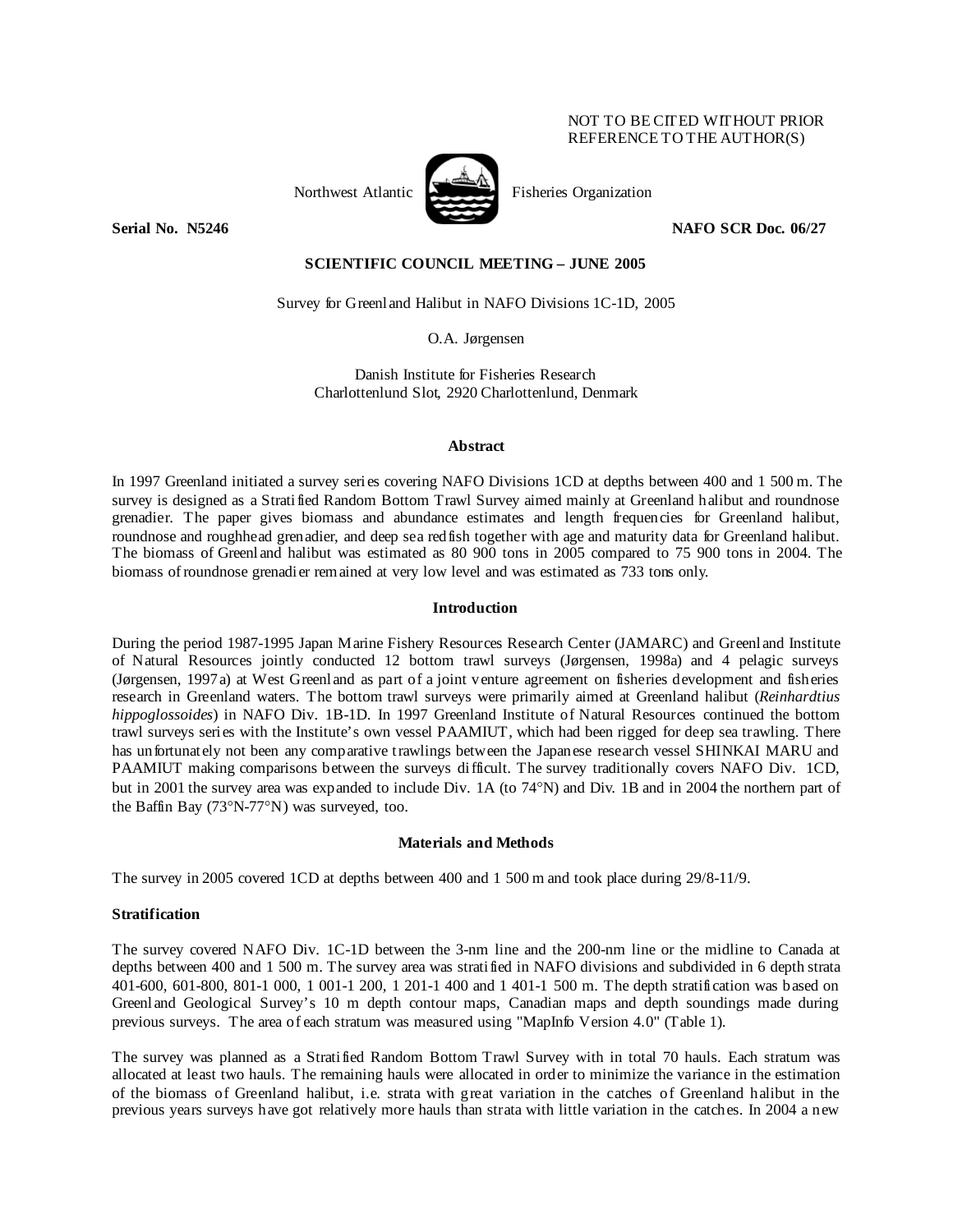NOT TO BE CITED WITHOUT PRIOR REFERENCE TO THE AUTHOR(S)

Northwest Atlantic Fisheries Organization

**Serial No. N5246** **NAFO SCR Doc. 06/27**

**SCIENTIFIC COUNCIL MEETING – JUNE 2005**

Survey for Greenland Halibut in NAFO Divisions 1C-1D, 2005

O.A. Jørgensen

Danish Institute for Fisheries Research
Charlottenlund Slot, 2920 Charlottenlund, Denmark

## Abstract

In 1997 Greenland initiated a survey series covering NAFO Divisions 1CD at depths between 400 and 1 500 m. The survey is designed as a Stratified Random Bottom Trawl Survey aimed mainly at Greenland halibut and roundnose grenadier. The paper gives biomass and abundance estimates and length frequencies for Greenland halibut, roundnose and roughhead grenadier, and deep sea redfish together with age and maturity data for Greenland halibut. The biomass of Greenland halibut was estimated as 80 900 tons in 2005 compared to 75 900 tons in 2004. The biomass of roundnose grenadier remained at very low level and was estimated as 733 tons only.

## Introduction

During the period 1987-1995 Japan Marine Fishery Resources Research Center (JAMARC) and Greenland Institute of Natural Resources jointly conducted 12 bottom trawl surveys (Jørgensen, 1998a) and 4 pelagic surveys (Jørgensen, 1997a) at West Greenland as part of a joint venture agreement on fisheries development and fisheries research in Greenland waters. The bottom trawl surveys were primarily aimed at Greenland halibut (*Reinhardtius hippoglossoides*) in NAFO Div. 1B-1D. In 1997 Greenland Institute of Natural Resources continued the bottom trawl surveys series with the Institute's own vessel PAAMIUT, which had been rigged for deep sea trawling. There has unfortunately not been any comparative trawlings between the Japanese research vessel SHINKAI MARU and PAAMIUT making comparisons between the surveys difficult. The survey traditionally covers NAFO Div. 1CD, but in 2001 the survey area was expanded to include Div. 1A (to 74°N) and Div. 1B and in 2004 the northern part of the Baffin Bay (73°N-77°N) was surveyed, too.

## Materials and Methods

The survey in 2005 covered 1CD at depths between 400 and 1 500 m and took place during 29/8-11/9.

### Stratification

The survey covered NAFO Div. 1C-1D between the 3-nm line and the 200-nm line or the midline to Canada at depths between 400 and 1 500 m. The survey area was stratified in NAFO divisions and subdivided in 6 depth strata 401-600, 601-800, 801-1 000, 1 001-1 200, 1 201-1 400 and 1 401-1 500 m. The depth stratification was based on Greenland Geological Survey's 10 m depth contour maps, Canadian maps and depth soundings made during previous surveys. The area of each stratum was measured using "MapInfo Version 4.0" (Table 1).

The survey was planned as a Stratified Random Bottom Trawl Survey with in total 70 hauls. Each stratum was allocated at least two hauls. The remaining hauls were allocated in order to minimize the variance in the estimation of the biomass of Greenland halibut, i.e. strata with great variation in the catches of Greenland halibut in the previous years surveys have got relatively more hauls than strata with little variation in the catches. In 2004 a new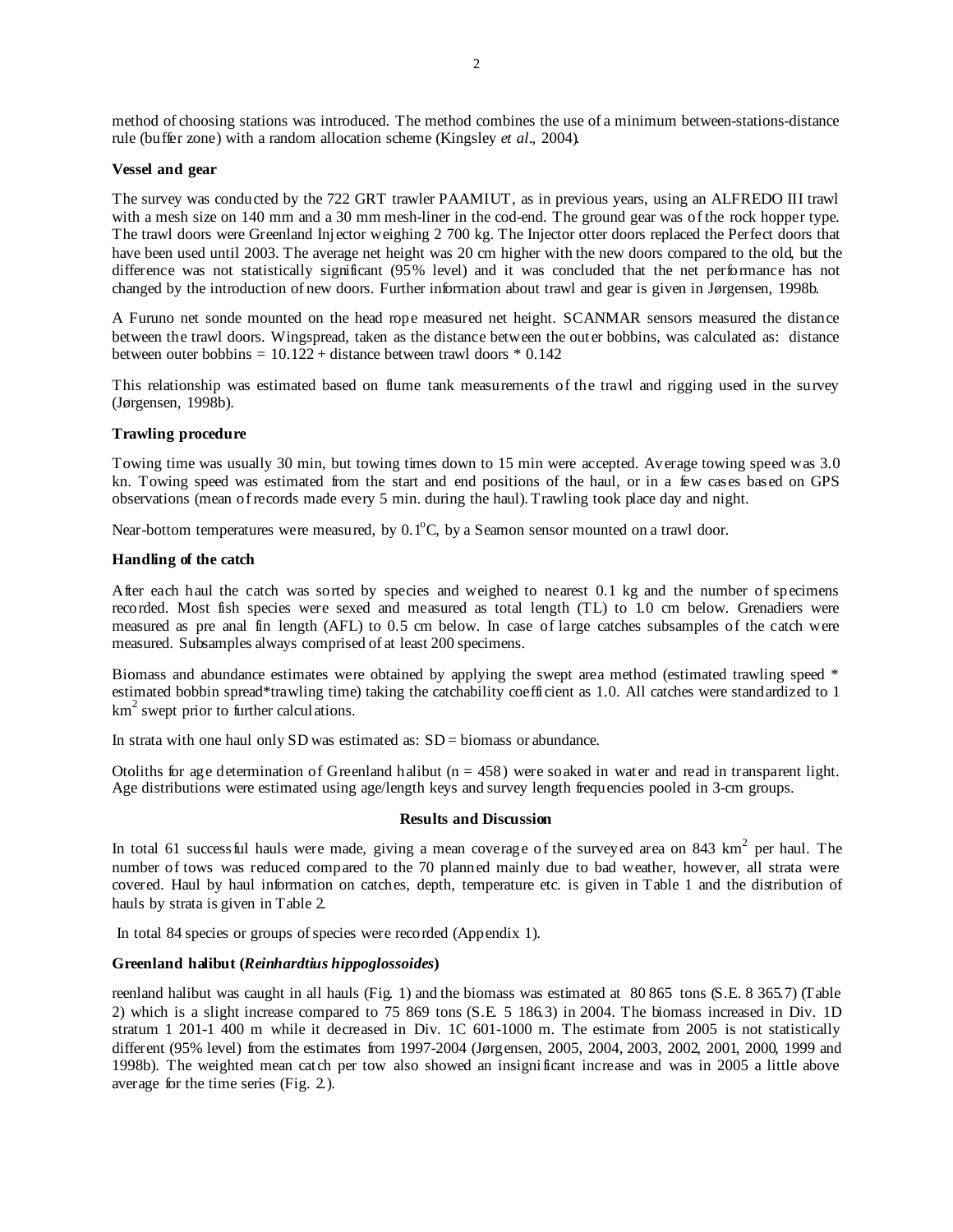method of choosing stations was introduced. The method combines the use of a minimum between-stations-distance rule (buffer zone) with a random allocation scheme (Kingsley *et al*., 2004).

**Vessel and gear**

The survey was conducted by the 722 GRT trawler PAAMIUT, as in previous years, using an ALFREDO III trawl with a mesh size on 140 mm and a 30 mm mesh-liner in the cod-end. The ground gear was of the rock hopper type. The trawl doors were Greenland Injector weighing 2 700 kg. The Injector otter doors replaced the Perfect doors that have been used until 2003. The average net height was 20 cm higher with the new doors compared to the old, but the difference was not statistically significant (95% level) and it was concluded that the net performance has not changed by the introduction of new doors. Further information about trawl and gear is given in Jørgensen, 1998b.

A Furuno net sonde mounted on the head rope measured net height. SCANMAR sensors measured the distance between the trawl doors. Wingspread, taken as the distance between the outer bobbins, was calculated as: distance between outer bobbins = 10.122 + distance between trawl doors * 0.142

This relationship was estimated based on flume tank measurements of the trawl and rigging used in the survey (Jørgensen, 1998b).

**Trawling procedure**

Towing time was usually 30 min, but towing times down to 15 min were accepted. Average towing speed was 3.0 kn. Towing speed was estimated from the start and end positions of the haul, or in a few cases based on GPS observations (mean of records made every 5 min. during the haul). Trawling took place day and night.

Near-bottom temperatures were measured, by 0.1$^{o}$C, by a Seamon sensor mounted on a trawl door.

**Handling of the catch**

After each haul the catch was sorted by species and weighed to nearest 0.1 kg and the number of specimens recorded. Most fish species were sexed and measured as total length (TL) to 1.0 cm below. Grenadiers were measured as pre anal fin length (AFL) to 0.5 cm below. In case of large catches subsamples of the catch were measured. Subsamples always comprised of at least 200 specimens.

Biomass and abundance estimates were obtained by applying the swept area method (estimated trawling speed * estimated bobbin spread*trawling time) taking the catchability coefficient as 1.0. All catches were standardized to 1 km$^2$ swept prior to further calculations.

In strata with one haul only SD was estimated as: SD = biomass or abundance.

Otoliths for age determination of Greenland halibut (n = 458) were soaked in water and read in transparent light. Age distributions were estimated using age/length keys and survey length frequencies pooled in 3-cm groups.

## Results and Discussion

In total 61 successful hauls were made, giving a mean coverage of the surveyed area on 843 km$^2$ per haul. The number of tows was reduced compared to the 70 planned mainly due to bad weather, however, all strata were covered. Haul by haul information on catches, depth, temperature etc. is given in Table 1 and the distribution of hauls by strata is given in Table 2.

In total 84 species or groups of species were recorded (Appendix 1).

**Greenland halibut (*Reinhardtius hippoglossoides*)**

reenland halibut was caught in all hauls (Fig. 1) and the biomass was estimated at 80 865 tons (S.E. 8 365.7) (Table 2) which is a slight increase compared to 75 869 tons (S.E. 5 186.3) in 2004. The biomass increased in Div. 1D stratum 1 201-1 400 m while it decreased in Div. 1C 601-1000 m. The estimate from 2005 is not statistically different (95% level) from the estimates from 1997-2004 (Jørgensen, 2005, 2004, 2003, 2002, 2001, 2000, 1999 and 1998b). The weighted mean catch per tow also showed an insignificant increase and was in 2005 a little above average for the time series (Fig. 2.).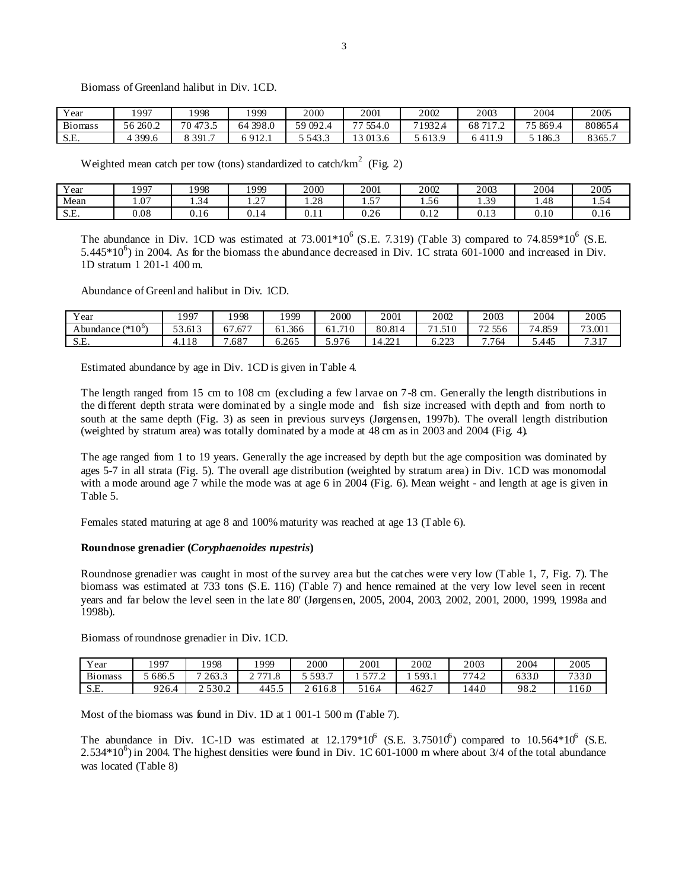Biomass of Greenland halibut in Div. 1CD.

| Year | 1997 | 1998 | 1999 | 2000 | 2001 | 2002 | 2003 | 2004 | 2005 |
|---|---|---|---|---|---|---|---|---|---|
| Biomass | 56 260.2 | 70 473.5 | 64 398.0 | 59 092.4 | 77 554.0 | 71932.4 | 68 717.2 | 75 869.4 | 80865.4 |
| S.E. | 4 399.6 | 8 391.7 | 6 912.1 | 5 543.3 | 13 013.6 | 5 613.9 | 6 411.9 | 5 186.3 | 8365.7 |

Weighted mean catch per tow (tons) standardized to catch/km$^2$ (Fig. 2)

| Year | 1997 | 1998 | 1999 | 2000 | 2001 | 2002 | 2003 | 2004 | 2005 |
|---|---|---|---|---|---|---|---|---|---|
| Mean | 1.07 | 1.34 | 1.27 | 1.28 | 1.57 | 1.56 | 1.39 | 1.48 | 1.54 |
| S.E. | 0.08 | 0.16 | 0.14 | 0.11 | 0.26 | 0.12 | 0.13 | 0.10 | 0.16 |

The abundance in Div. 1CD was estimated at 73.001*$10^6$ (S.E. 7.319) (Table 3) compared to 74.859*$10^6$ (S.E. 5.445*$10^6$) in 2004. As for the biomass the abundance decreased in Div. 1C strata 601-1000 and increased in Div. 1D stratum 1 201-1 400 m.

Abundance of Greenland halibut in Div. 1CD.

| Year | 1997 | 1998 | 1999 | 2000 | 2001 | 2002 | 2003 | 2004 | 2005 |
|---|---|---|---|---|---|---|---|---|---|
| Abundance (*$10^6$) | 53.613 | 67.677 | 61.366 | 61.710 | 80.814 | 71.510 | 72 556 | 74.859 | 73.001 |
| S.E. | 4.118 | 7.687 | 6.265 | 5.976 | 14.221 | 6.223 | 7.764 | 5.445 | 7.317 |

Estimated abundance by age in Div. 1CD is given in Table 4.

The length ranged from 15 cm to 108 cm (excluding a few larvae on 7-8 cm. Generally the length distributions in the different depth strata were dominated by a single mode and fish size increased with depth and from north to south at the same depth (Fig. 3) as seen in previous surveys (Jørgensen, 1997b). The overall length distribution (weighted by stratum area) was totally dominated by a mode at 48 cm as in 2003 and 2004 (Fig. 4).

The age ranged from 1 to 19 years. Generally the age increased by depth but the age composition was dominated by ages 5-7 in all strata (Fig. 5). The overall age distribution (weighted by stratum area) in Div. 1CD was monomodal with a mode around age 7 while the mode was at age 6 in 2004 (Fig. 6). Mean weight - and length at age is given in Table 5.

Females stated maturing at age 8 and 100% maturity was reached at age 13 (Table 6).

**Roundnose grenadier (*Coryphaenoides rupestris*)**

Roundnose grenadier was caught in most of the survey area but the catches were very low (Table 1, 7, Fig. 7). The biomass was estimated at 733 tons (S.E. 116) (Table 7) and hence remained at the very low level seen in recent years and far below the level seen in the late 80' (Jørgensen, 2005, 2004, 2003, 2002, 2001, 2000, 1999, 1998a and 1998b).

Biomass of roundnose grenadier in Div. 1CD.

| Year | 1997 | 1998 | 1999 | 2000 | 2001 | 2002 | 2003 | 2004 | 2005 |
|---|---|---|---|---|---|---|---|---|---|
| Biomass | 5 686.5 | 7 263.3 | 2 771.8 | 5 593.7 | 1 577.2 | 1 593.1 | 774.2 | 633.0 | 733.0 |
| S.E. | 926.4 | 2 530.2 | 445.5 | 2 616.8 | 516.4 | 462.7 | 144.0 | 98.2 | 116.0 |

Most of the biomass was found in Div. 1D at 1 001-1 500 m (Table 7).

The abundance in Div. 1C-1D was estimated at 12.179*$10^6$ (S.E. 3.75010$^6$) compared to 10.564*$10^6$ (S.E. 2.534*$10^6$) in 2004. The highest densities were found in Div. 1C 601-1000 m where about 3/4 of the total abundance was located (Table 8)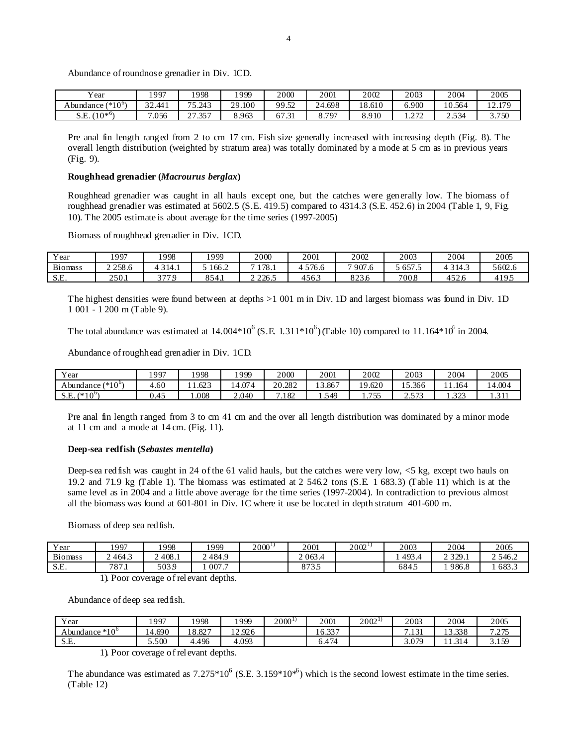Abundance of roundnose grenadier in Div. 1CD.

| Year | 1997 | 1998 | 1999 | 2000 | 2001 | 2002 | 2003 | 2004 | 2005 |
|---|---|---|---|---|---|---|---|---|---|
| Abundance ($*10^6$) | 32.441 | 75.243 | 29.100 | 99.52 | 24.698 | 18.610 | 6.900 | 10.564 | 12.179 |
| S.E. ($10*^6$) | 7.056 | 27.357 | 8.963 | 67.31 | 8.797 | 8.910 | 1.272 | 2.534 | 3.750 |

Pre anal fin length ranged from 2 to cm 17 cm. Fish size generally increased with increasing depth (Fig. 8). The overall length distribution (weighted by stratum area) was totally dominated by a mode at 5 cm as in previous years (Fig. 9).

**Roughhead grenadier (*Macrourus berglax*)**

Roughhead grenadier was caught in all hauls except one, but the catches were generally low. The biomass of roughhead grenadier was estimated at 5602.5 (S.E. 419.5) compared to 4314.3 (S.E. 452.6) in 2004 (Table 1, 9, Fig. 10). The 2005 estimate is about average for the time series (1997-2005)

Biomass of roughhead grenadier in Div. 1CD.

| Year | 1997 | 1998 | 1999 | 2000 | 2001 | 2002 | 2003 | 2004 | 2005 |
|---|---|---|---|---|---|---|---|---|---|
| Biomass | 2 258.6 | 4 314.1 | 5 166.2 | 7 178.1 | 4 576.6 | 7 907.6 | 5 657.5 | 4 314.3 | 5602.6 |
| S.E. | 250.1 | 377.9 | 854.1 | 2 226.5 | 456.3 | 823.6 | 700.8 | 452.6 | 419.5 |

The highest densities were found between at depths >1 001 m in Div. 1D and largest biomass was found in Div. 1D 1 001 - 1 200 m (Table 9).

The total abundance was estimated at $14.004*10^6$ (S.E. $1.311*10^6$) (Table 10) compared to $11.164*10^6$ in 2004.

Abundance of roughhead grenadier in Div. 1CD.

| Year | 1997 | 1998 | 1999 | 2000 | 2001 | 2002 | 2003 | 2004 | 2005 |
|---|---|---|---|---|---|---|---|---|---|
| Abundance ($*10^6$) | 4.60 | 11.623 | 14.074 | 20.282 | 13.867 | 19.620 | 15.366 | 11.164 | 14.004 |
| S.E. ($*10^6$) | 0.45 | 1.008 | 2.040 | 7.182 | 1.549 | 1.755 | 2.573 | 1.323 | 1.311 |

Pre anal fin length ranged from 3 to cm 41 cm and the over all length distribution was dominated by a minor mode at 11 cm and a mode at 14 cm. (Fig. 11).

**Deep-sea redfish (*Sebastes mentella*)**

Deep-sea redfish was caught in 24 of the 61 valid hauls, but the catches were very low, <5 kg, except two hauls on 19.2 and 71.9 kg (Table 1). The biomass was estimated at 2 546.2 tons (S.E. 1 683.3) (Table 11) which is at the same level as in 2004 and a little above average for the time series (1997-2004). In contradiction to previous almost all the biomass was found at 601-801 in Div. 1C where it use be located in depth stratum 401-600 m.

Biomass of deep sea redfish.

| Year | 1997 | 1998 | 1999 | 2000[1)] | 2001 | 2002[1)] | 2003 | 2004 | 2005 |
|---|---|---|---|---|---|---|---|---|---|
| Biomass | 2 464.3 | 2 408.1 | 2 484.9 | | 2 063.4 | | 1 493.4 | 2 329.1 | 2 546.2 |
| S.E. | 787.1 | 503.9 | 1 007.7 | | 873.5 | | 684.5 | 1 986.8 | 1 683.3 |

1). Poor coverage of relevant depths.

Abundance of deep sea redfish.

| Year | 1997 | 1998 | 1999 | 2000[1)] | 2001 | 2002[1)] | 2003 | 2004 | 2005 |
|---|---|---|---|---|---|---|---|---|---|
| Abundance $*10^6$ | 14.690 | 18.827 | 12.926 | | 16.337 | | 7.131 | 13.338 | 7.275 |
| S.E. | 5.500 | 4.496 | 4.093 | | 6.474 | | 3.079 | 11.314 | 3.159 |

1). Poor coverage of relevant depths.

The abundance was estimated as $7.275*10^6$ (S.E. $3.159*10*^6$) which is the second lowest estimate in the time series. (Table 12)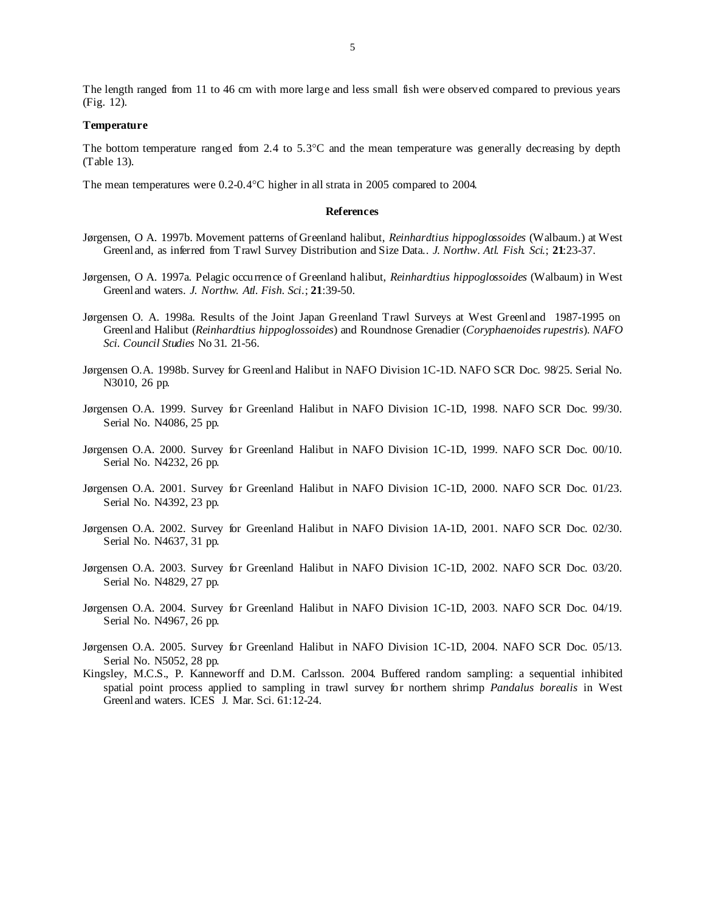The length ranged from 11 to 46 cm with more large and less small fish were observed compared to previous years (Fig. 12).

**Temperature**

The bottom temperature ranged from 2.4 to 5.3°C and the mean temperature was generally decreasing by depth (Table 13).

The mean temperatures were 0.2-0.4°C higher in all strata in 2005 compared to 2004.

## References

Jørgensen, O A. 1997b. Movement patterns of Greenland halibut, *Reinhardtius hippoglossoides* (Walbaum.) at West Greenland, as inferred from Trawl Survey Distribution and Size Data.. *J. Northw. Atl. Fish. Sci.*; **21**:23-37.

Jørgensen, O A. 1997a. Pelagic occurrence of Greenland halibut, *Reinhardtius hippoglossoides* (Walbaum) in West Greenland waters. *J. Northw. Atl. Fish. Sci.*; **21**:39-50.

Jørgensen O. A. 1998a. Results of the Joint Japan Greenland Trawl Surveys at West Greenland 1987-1995 on Greenland Halibut (*Reinhardtius hippoglossoides*) and Roundnose Grenadier (*Coryphaenoides rupestris*). *NAFO Sci. Council Studies* No 31. 21-56.

Jørgensen O.A. 1998b. Survey for Greenland Halibut in NAFO Division 1C-1D. NAFO SCR Doc. 98/25. Serial No. N3010, 26 pp.

Jørgensen O.A. 1999. Survey for Greenland Halibut in NAFO Division 1C-1D, 1998. NAFO SCR Doc. 99/30. Serial No. N4086, 25 pp.

Jørgensen O.A. 2000. Survey for Greenland Halibut in NAFO Division 1C-1D, 1999. NAFO SCR Doc. 00/10. Serial No. N4232, 26 pp.

Jørgensen O.A. 2001. Survey for Greenland Halibut in NAFO Division 1C-1D, 2000. NAFO SCR Doc. 01/23. Serial No. N4392, 23 pp.

Jørgensen O.A. 2002. Survey for Greenland Halibut in NAFO Division 1A-1D, 2001. NAFO SCR Doc. 02/30. Serial No. N4637, 31 pp.

Jørgensen O.A. 2003. Survey for Greenland Halibut in NAFO Division 1C-1D, 2002. NAFO SCR Doc. 03/20. Serial No. N4829, 27 pp.

Jørgensen O.A. 2004. Survey for Greenland Halibut in NAFO Division 1C-1D, 2003. NAFO SCR Doc. 04/19. Serial No. N4967, 26 pp.

Jørgensen O.A. 2005. Survey for Greenland Halibut in NAFO Division 1C-1D, 2004. NAFO SCR Doc. 05/13. Serial No. N5052, 28 pp.

Kingsley, M.C.S., P. Kanneworff and D.M. Carlsson. 2004. Buffered random sampling: a sequential inhibited spatial point process applied to sampling in trawl survey for northern shrimp *Pandalus borealis* in West Greenland waters. ICES J. Mar. Sci. 61:12-24.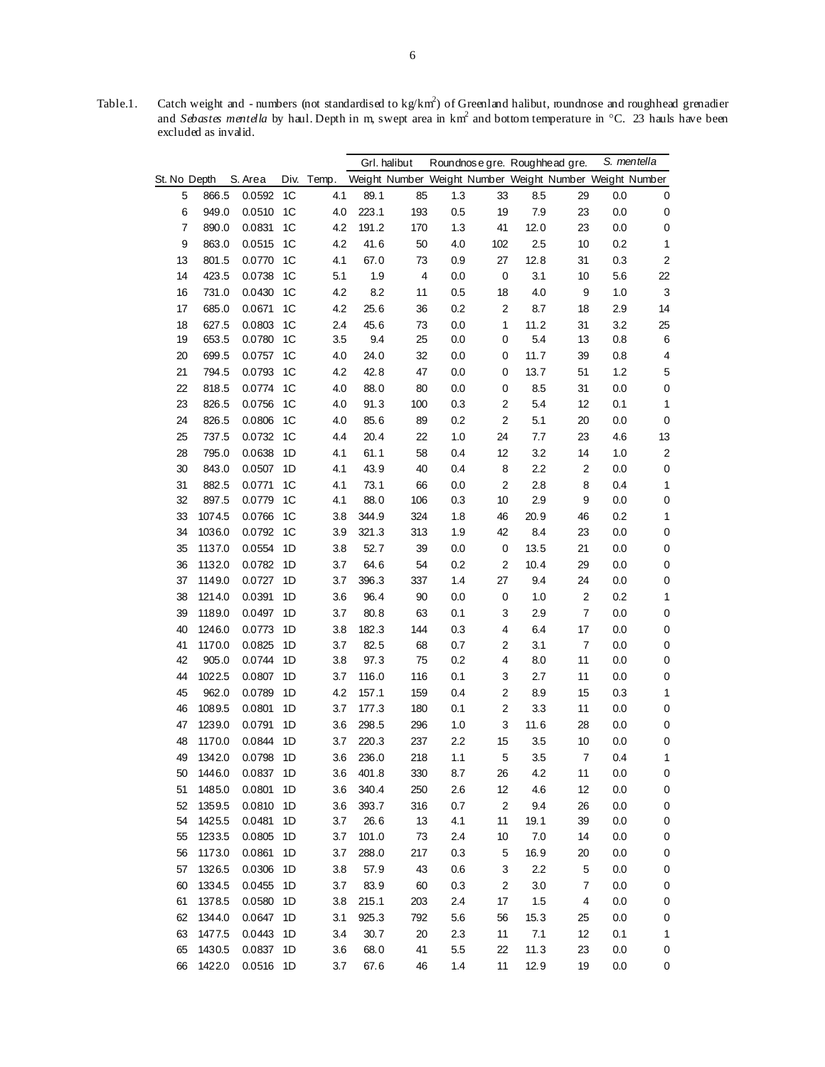Table.1. Catch weight and - numbers (not standardised to kg/km$^2$) of Greenland halibut, roundnose and roughhead grenadier and *Sebastes mentella* by haul. Depth in m, swept area in km$^2$ and bottom temperature in °C. 23 hauls have been excluded as invalid.

| | | | | | Grl. halibut | | Roundnose gre. | | Roughhead gre. | | *S. mentella* | |
|---|---|---|---|---|---|---|---|---|---|---|---|---|
| St. No | Depth | S. Area | Div. | Temp. | Weight | Number | Weight | Number | Weight | Number | Weight | Number |
| 5 | 866.5 | 0.0592 | 1C | 4.1 | 89.1 | 85 | 1.3 | 33 | 8.5 | 29 | 0.0 | 0 |
| 6 | 949.0 | 0.0510 | 1C | 4.0 | 223.1 | 193 | 0.5 | 19 | 7.9 | 23 | 0.0 | 0 |
| 7 | 890.0 | 0.0831 | 1C | 4.2 | 191.2 | 170 | 1.3 | 41 | 12.0 | 23 | 0.0 | 0 |
| 9 | 863.0 | 0.0515 | 1C | 4.2 | 41.6 | 50 | 4.0 | 102 | 2.5 | 10 | 0.2 | 1 |
| 13 | 801.5 | 0.0770 | 1C | 4.1 | 67.0 | 73 | 0.9 | 27 | 12.8 | 31 | 0.3 | 2 |
| 14 | 423.5 | 0.0738 | 1C | 5.1 | 1.9 | 4 | 0.0 | 0 | 3.1 | 10 | 5.6 | 22 |
| 16 | 731.0 | 0.0430 | 1C | 4.2 | 8.2 | 11 | 0.5 | 18 | 4.0 | 9 | 1.0 | 3 |
| 17 | 685.0 | 0.0671 | 1C | 4.2 | 25.6 | 36 | 0.2 | 2 | 8.7 | 18 | 2.9 | 14 |
| 18 | 627.5 | 0.0803 | 1C | 2.4 | 45.6 | 73 | 0.0 | 1 | 11.2 | 31 | 3.2 | 25 |
| 19 | 653.5 | 0.0780 | 1C | 3.5 | 9.4 | 25 | 0.0 | 0 | 5.4 | 13 | 0.8 | 6 |
| 20 | 699.5 | 0.0757 | 1C | 4.0 | 24.0 | 32 | 0.0 | 0 | 11.7 | 39 | 0.8 | 4 |
| 21 | 794.5 | 0.0793 | 1C | 4.2 | 42.8 | 47 | 0.0 | 0 | 13.7 | 51 | 1.2 | 5 |
| 22 | 818.5 | 0.0774 | 1C | 4.0 | 88.0 | 80 | 0.0 | 0 | 8.5 | 31 | 0.0 | 0 |
| 23 | 826.5 | 0.0756 | 1C | 4.0 | 91.3 | 100 | 0.3 | 2 | 5.4 | 12 | 0.1 | 1 |
| 24 | 826.5 | 0.0806 | 1C | 4.0 | 85.6 | 89 | 0.2 | 2 | 5.1 | 20 | 0.0 | 0 |
| 25 | 737.5 | 0.0732 | 1C | 4.4 | 20.4 | 22 | 1.0 | 24 | 7.7 | 23 | 4.6 | 13 |
| 28 | 795.0 | 0.0638 | 1D | 4.1 | 61.1 | 58 | 0.4 | 12 | 3.2 | 14 | 1.0 | 2 |
| 30 | 843.0 | 0.0507 | 1D | 4.1 | 43.9 | 40 | 0.4 | 8 | 2.2 | 2 | 0.0 | 0 |
| 31 | 882.5 | 0.0771 | 1C | 4.1 | 73.1 | 66 | 0.0 | 2 | 2.8 | 8 | 0.4 | 1 |
| 32 | 897.5 | 0.0779 | 1C | 4.1 | 88.0 | 106 | 0.3 | 10 | 2.9 | 9 | 0.0 | 0 |
| 33 | 1074.5 | 0.0766 | 1C | 3.8 | 344.9 | 324 | 1.8 | 46 | 20.9 | 46 | 0.2 | 1 |
| 34 | 1036.0 | 0.0792 | 1C | 3.9 | 321.3 | 313 | 1.9 | 42 | 8.4 | 23 | 0.0 | 0 |
| 35 | 1137.0 | 0.0554 | 1D | 3.8 | 52.7 | 39 | 0.0 | 0 | 13.5 | 21 | 0.0 | 0 |
| 36 | 1132.0 | 0.0782 | 1D | 3.7 | 64.6 | 54 | 0.2 | 2 | 10.4 | 29 | 0.0 | 0 |
| 37 | 1149.0 | 0.0727 | 1D | 3.7 | 396.3 | 337 | 1.4 | 27 | 9.4 | 24 | 0.0 | 0 |
| 38 | 1214.0 | 0.0391 | 1D | 3.6 | 96.4 | 90 | 0.0 | 0 | 1.0 | 2 | 0.2 | 1 |
| 39 | 1189.0 | 0.0497 | 1D | 3.7 | 80.8 | 63 | 0.1 | 3 | 2.9 | 7 | 0.0 | 0 |
| 40 | 1246.0 | 0.0773 | 1D | 3.8 | 182.3 | 144 | 0.3 | 4 | 6.4 | 17 | 0.0 | 0 |
| 41 | 1170.0 | 0.0825 | 1D | 3.7 | 82.5 | 68 | 0.7 | 2 | 3.1 | 7 | 0.0 | 0 |
| 42 | 905.0 | 0.0744 | 1D | 3.8 | 97.3 | 75 | 0.2 | 4 | 8.0 | 11 | 0.0 | 0 |
| 44 | 1022.5 | 0.0807 | 1D | 3.7 | 116.0 | 116 | 0.1 | 3 | 2.7 | 11 | 0.0 | 0 |
| 45 | 962.0 | 0.0789 | 1D | 4.2 | 157.1 | 159 | 0.4 | 2 | 8.9 | 15 | 0.3 | 1 |
| 46 | 1089.5 | 0.0801 | 1D | 3.7 | 177.3 | 180 | 0.1 | 2 | 3.3 | 11 | 0.0 | 0 |
| 47 | 1239.0 | 0.0791 | 1D | 3.6 | 298.5 | 296 | 1.0 | 3 | 11.6 | 28 | 0.0 | 0 |
| 48 | 1170.0 | 0.0844 | 1D | 3.7 | 220.3 | 237 | 2.2 | 15 | 3.5 | 10 | 0.0 | 0 |
| 49 | 1342.0 | 0.0798 | 1D | 3.6 | 236.0 | 218 | 1.1 | 5 | 3.5 | 7 | 0.4 | 1 |
| 50 | 1446.0 | 0.0837 | 1D | 3.6 | 401.8 | 330 | 8.7 | 26 | 4.2 | 11 | 0.0 | 0 |
| 51 | 1485.0 | 0.0801 | 1D | 3.6 | 340.4 | 250 | 2.6 | 12 | 4.6 | 12 | 0.0 | 0 |
| 52 | 1359.5 | 0.0810 | 1D | 3.6 | 393.7 | 316 | 0.7 | 2 | 9.4 | 26 | 0.0 | 0 |
| 54 | 1425.5 | 0.0481 | 1D | 3.7 | 26.6 | 13 | 4.1 | 11 | 19.1 | 39 | 0.0 | 0 |
| 55 | 1233.5 | 0.0805 | 1D | 3.7 | 101.0 | 73 | 2.4 | 10 | 7.0 | 14 | 0.0 | 0 |
| 56 | 1173.0 | 0.0861 | 1D | 3.7 | 288.0 | 217 | 0.3 | 5 | 16.9 | 20 | 0.0 | 0 |
| 57 | 1326.5 | 0.0306 | 1D | 3.8 | 57.9 | 43 | 0.6 | 3 | 2.2 | 5 | 0.0 | 0 |
| 60 | 1334.5 | 0.0455 | 1D | 3.7 | 83.9 | 60 | 0.3 | 2 | 3.0 | 7 | 0.0 | 0 |
| 61 | 1378.5 | 0.0580 | 1D | 3.8 | 215.1 | 203 | 2.4 | 17 | 1.5 | 4 | 0.0 | 0 |
| 62 | 1344.0 | 0.0647 | 1D | 3.1 | 925.3 | 792 | 5.6 | 56 | 15.3 | 25 | 0.0 | 0 |
| 63 | 1477.5 | 0.0443 | 1D | 3.4 | 30.7 | 20 | 2.3 | 11 | 7.1 | 12 | 0.1 | 1 |
| 65 | 1430.5 | 0.0837 | 1D | 3.6 | 68.0 | 41 | 5.5 | 22 | 11.3 | 23 | 0.0 | 0 |
| 66 | 1422.0 | 0.0516 | 1D | 3.7 | 67.6 | 46 | 1.4 | 11 | 12.9 | 19 | 0.0 | 0 |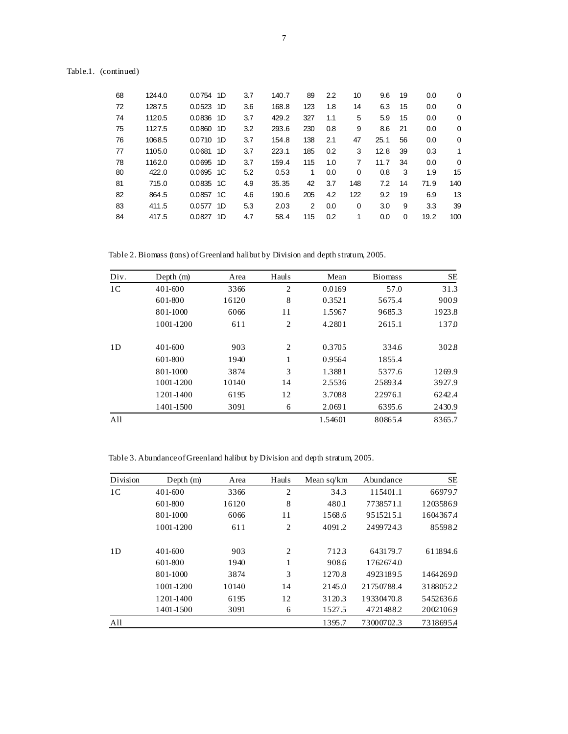Table.1. (continued)

| | | | | | | | | | | | | | |
|---|---|---|---|---|---|---|---|---|---|---|---|---|---|
| 68 | 1244.0 | 0.0754 | 1D | 3.7 | 140.7 | 89 | 2.2 | 10 | 9.6 | 19 | 0.0 | 0 |
| 72 | 1287.5 | 0.0523 | 1D | 3.6 | 168.8 | 123 | 1.8 | 14 | 6.3 | 15 | 0.0 | 0 |
| 74 | 1120.5 | 0.0836 | 1D | 3.7 | 429.2 | 327 | 1.1 | 5 | 5.9 | 15 | 0.0 | 0 |
| 75 | 1127.5 | 0.0860 | 1D | 3.2 | 293.6 | 230 | 0.8 | 9 | 8.6 | 21 | 0.0 | 0 |
| 76 | 1068.5 | 0.0710 | 1D | 3.7 | 154.8 | 138 | 2.1 | 47 | 25.1 | 56 | 0.0 | 0 |
| 77 | 1105.0 | 0.0681 | 1D | 3.7 | 223.1 | 185 | 0.2 | 3 | 12.8 | 39 | 0.3 | 1 |
| 78 | 1162.0 | 0.0695 | 1D | 3.7 | 159.4 | 115 | 1.0 | 7 | 11.7 | 34 | 0.0 | 0 |
| 80 | 422.0 | 0.0695 | 1C | 5.2 | 0.53 | 1 | 0.0 | 0 | 0.8 | 3 | 1.9 | 15 |
| 81 | 715.0 | 0.0835 | 1C | 4.9 | 35.35 | 42 | 3.7 | 148 | 7.2 | 14 | 71.9 | 140 |
| 82 | 864.5 | 0.0857 | 1C | 4.6 | 190.6 | 205 | 4.2 | 122 | 9.2 | 19 | 6.9 | 13 |
| 83 | 411.5 | 0.0577 | 1D | 5.3 | 2.03 | 2 | 0.0 | 0 | 3.0 | 9 | 3.3 | 39 |
| 84 | 417.5 | 0.0827 | 1D | 4.7 | 58.4 | 115 | 0.2 | 1 | 0.0 | 0 | 19.2 | 100 |

Table 2. Biomass (tons) of Greenland halibut by Division and depth stratum, 2005.

| Div. | Depth (m) | Area | Hauls | Mean | Biomass | SE |
|---|---|---|---|---|---|---|
| 1C | 401-600 | 3366 | 2 | 0.0169 | 57.0 | 31.3 |
| | 601-800 | 16120 | 8 | 0.3521 | 5675.4 | 900.9 |
| | 801-1000 | 6066 | 11 | 1.5967 | 9685.3 | 1923.8 |
| | 1001-1200 | 611 | 2 | 4.2801 | 2615.1 | 137.0 |
| 1D | 401-600 | 903 | 2 | 0.3705 | 334.6 | 302.8 |
| | 601-800 | 1940 | 1 | 0.9564 | 1855.4 | |
| | 801-1000 | 3874 | 3 | 1.3881 | 5377.6 | 1269.9 |
| | 1001-1200 | 10140 | 14 | 2.5536 | 25893.4 | 3927.9 |
| | 1201-1400 | 6195 | 12 | 3.7088 | 22976.1 | 6242.4 |
| | 1401-1500 | 3091 | 6 | 2.0691 | 6395.6 | 2430.9 |
| All | | | | 1.54601 | 80865.4 | 8365.7 |

Table 3. Abundance of Greenland halibut by Division and depth stratum, 2005.

| Division | Depth (m) | Area | Hauls | Mean sq/km | Abundance | SE |
|---|---|---|---|---|---|---|
| 1C | 401-600 | 3366 | 2 | 34.3 | 115401.1 | 66979.7 |
| | 601-800 | 16120 | 8 | 480.1 | 7738571.1 | 1203586.9 |
| | 801-1000 | 6066 | 11 | 1568.6 | 9515215.1 | 1604367.4 |
| | 1001-1200 | 611 | 2 | 4091.2 | 2499724.3 | 85598.2 |
| 1D | 401-600 | 903 | 2 | 712.3 | 643179.7 | 611894.6 |
| | 601-800 | 1940 | 1 | 908.6 | 1762674.0 | |
| | 801-1000 | 3874 | 3 | 1270.8 | 4923189.5 | 1464269.0 |
| | 1001-1200 | 10140 | 14 | 2145.0 | 21750788.4 | 3188052.2 |
| | 1201-1400 | 6195 | 12 | 3120.3 | 19330470.8 | 5452636.6 |
| | 1401-1500 | 3091 | 6 | 1527.5 | 4721488.2 | 2002106.9 |
| All | | | | 1395.7 | 73000702.3 | 7318695.4 |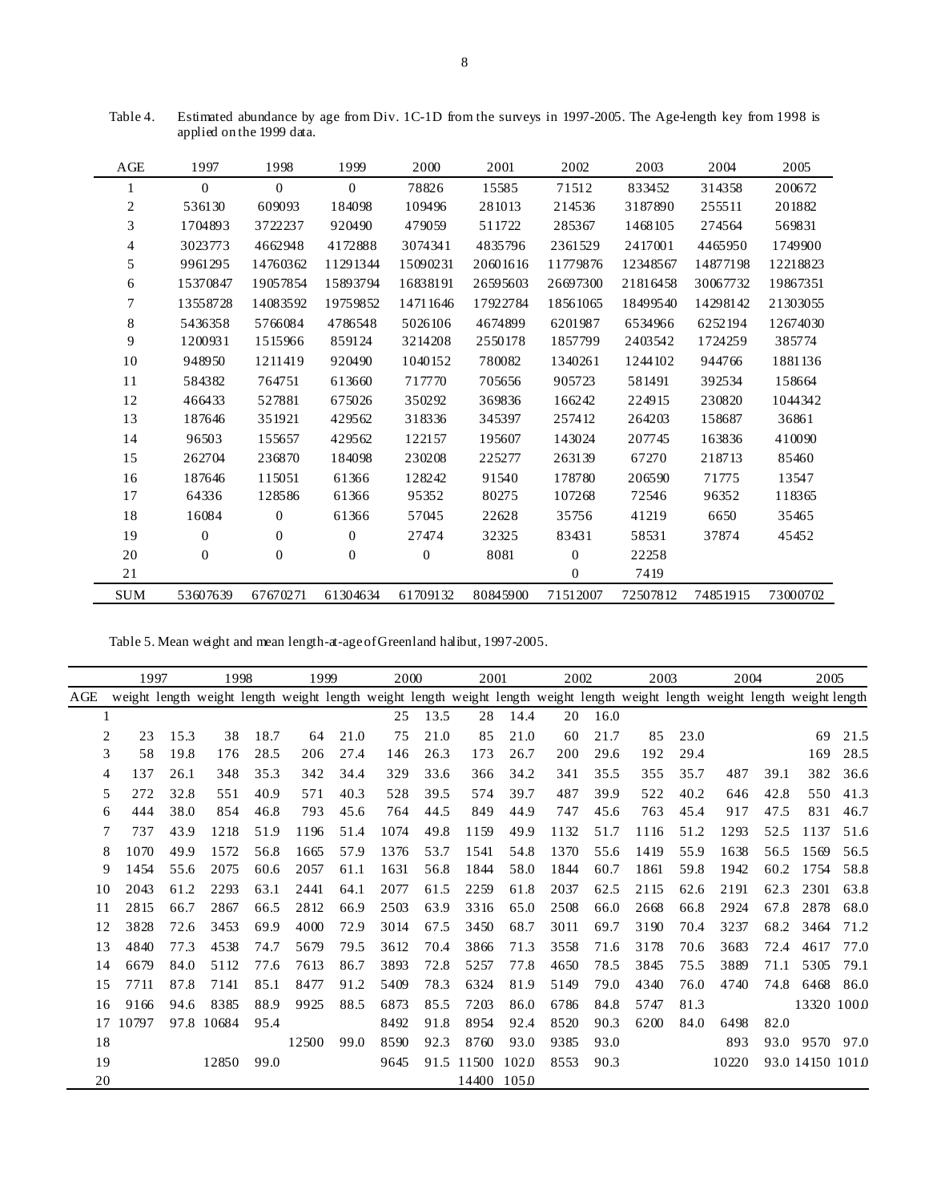Table 4. Estimated abundance by age from Div. 1C-1D from the surveys in 1997-2005. The Age-length key from 1998 is applied on the 1999 data.

| AGE | 1997 | 1998 | 1999 | 2000 | 2001 | 2002 | 2003 | 2004 | 2005 |
|---|---|---|---|---|---|---|---|---|---|
| 1 | 0 | 0 | 0 | 78826 | 15585 | 71512 | 833452 | 314358 | 200672 |
| 2 | 536130 | 609093 | 184098 | 109496 | 281013 | 214536 | 3187890 | 255511 | 201882 |
| 3 | 1704893 | 3722237 | 920490 | 479059 | 511722 | 285367 | 1468105 | 274564 | 569831 |
| 4 | 3023773 | 4662948 | 4172888 | 3074341 | 4835796 | 2361529 | 2417001 | 4465950 | 1749900 |
| 5 | 9961295 | 14760362 | 11291344 | 15090231 | 20601616 | 11779876 | 12348567 | 14877198 | 12218823 |
| 6 | 15370847 | 19057854 | 15893794 | 16838191 | 26595603 | 26697300 | 21816458 | 30067732 | 19867351 |
| 7 | 13558728 | 14083592 | 19759852 | 14711646 | 17922784 | 18561065 | 18499540 | 14298142 | 21303055 |
| 8 | 5436358 | 5766084 | 4786548 | 5026106 | 4674899 | 6201987 | 6534966 | 6252194 | 12674030 |
| 9 | 1200931 | 1515966 | 859124 | 3214208 | 2550178 | 1857799 | 2403542 | 1724259 | 385774 |
| 10 | 948950 | 1211419 | 920490 | 1040152 | 780082 | 1340261 | 1244102 | 944766 | 1881136 |
| 11 | 584382 | 764751 | 613660 | 717770 | 705656 | 905723 | 581491 | 392534 | 158664 |
| 12 | 466433 | 527881 | 675026 | 350292 | 369836 | 166242 | 224915 | 230820 | 1044342 |
| 13 | 187646 | 351921 | 429562 | 318336 | 345397 | 257412 | 264203 | 158687 | 36861 |
| 14 | 96503 | 155657 | 429562 | 122157 | 195607 | 143024 | 207745 | 163836 | 410090 |
| 15 | 262704 | 236870 | 184098 | 230208 | 225277 | 263139 | 67270 | 218713 | 85460 |
| 16 | 187646 | 115051 | 61366 | 128242 | 91540 | 178780 | 206590 | 71775 | 13547 |
| 17 | 64336 | 128586 | 61366 | 95352 | 80275 | 107268 | 72546 | 96352 | 118365 |
| 18 | 16084 | 0 | 61366 | 57045 | 22628 | 35756 | 41219 | 6650 | 35465 |
| 19 | 0 | 0 | 0 | 27474 | 32325 | 83431 | 58531 | 37874 | 45452 |
| 20 | 0 | 0 | 0 | 0 | 8081 | 0 | 22258 | | |
| 21 | | | | | | 0 | 7419 | | |
| SUM | 53607639 | 67670271 | 61304634 | 61709132 | 80845900 | 71512007 | 72507812 | 74851915 | 73000702 |

Table 5. Mean weight and mean length-at-age of Greenland halibut, 1997-2005.

| | 1997 | | 1998 | | 1999 | | 2000 | | 2001 | | 2002 | | 2003 | | 2004 | | 2005 | |
|---|---|---|---|---|---|---|---|---|---|---|---|---|---|---|---|---|---|---|
| AGE | weight | length | weight | length | weight | length | weight | length | weight | length | weight | length | weight | length | weight | length | weight | length |
| 1 | | | | | | | 25 | 13.5 | 28 | 14.4 | 20 | 16.0 | | | | | | |
| 2 | 23 | 15.3 | 38 | 18.7 | 64 | 21.0 | 75 | 21.0 | 85 | 21.0 | 60 | 21.7 | 85 | 23.0 | | | 69 | 21.5 |
| 3 | 58 | 19.8 | 176 | 28.5 | 206 | 27.4 | 146 | 26.3 | 173 | 26.7 | 200 | 29.6 | 192 | 29.4 | | | 169 | 28.5 |
| 4 | 137 | 26.1 | 348 | 35.3 | 342 | 34.4 | 329 | 33.6 | 366 | 34.2 | 341 | 35.5 | 355 | 35.7 | 487 | 39.1 | 382 | 36.6 |
| 5 | 272 | 32.8 | 551 | 40.9 | 571 | 40.3 | 528 | 39.5 | 574 | 39.7 | 487 | 39.9 | 522 | 40.2 | 646 | 42.8 | 550 | 41.3 |
| 6 | 444 | 38.0 | 854 | 46.8 | 793 | 45.6 | 764 | 44.5 | 849 | 44.9 | 747 | 45.6 | 763 | 45.4 | 917 | 47.5 | 831 | 46.7 |
| 7 | 737 | 43.9 | 1218 | 51.9 | 1196 | 51.4 | 1074 | 49.8 | 1159 | 49.9 | 1132 | 51.7 | 1116 | 51.2 | 1293 | 52.5 | 1137 | 51.6 |
| 8 | 1070 | 49.9 | 1572 | 56.8 | 1665 | 57.9 | 1376 | 53.7 | 1541 | 54.8 | 1370 | 55.6 | 1419 | 55.9 | 1638 | 56.5 | 1569 | 56.5 |
| 9 | 1454 | 55.6 | 2075 | 60.6 | 2057 | 61.1 | 1631 | 56.8 | 1844 | 58.0 | 1844 | 60.7 | 1861 | 59.8 | 1942 | 60.2 | 1754 | 58.8 |
| 10 | 2043 | 61.2 | 2293 | 63.1 | 2441 | 64.1 | 2077 | 61.5 | 2259 | 61.8 | 2037 | 62.5 | 2115 | 62.6 | 2191 | 62.3 | 2301 | 63.8 |
| 11 | 2815 | 66.7 | 2867 | 66.5 | 2812 | 66.9 | 2503 | 63.9 | 3316 | 65.0 | 2508 | 66.0 | 2668 | 66.8 | 2924 | 67.8 | 2878 | 68.0 |
| 12 | 3828 | 72.6 | 3453 | 69.9 | 4000 | 72.9 | 3014 | 67.5 | 3450 | 68.7 | 3011 | 69.7 | 3190 | 70.4 | 3237 | 68.2 | 3464 | 71.2 |
| 13 | 4840 | 77.3 | 4538 | 74.7 | 5679 | 79.5 | 3612 | 70.4 | 3866 | 71.3 | 3558 | 71.6 | 3178 | 70.6 | 3683 | 72.4 | 4617 | 77.0 |
| 14 | 6679 | 84.0 | 5112 | 77.6 | 7613 | 86.7 | 3893 | 72.8 | 5257 | 77.8 | 4650 | 78.5 | 3845 | 75.5 | 3889 | 71.1 | 5305 | 79.1 |
| 15 | 7711 | 87.8 | 7141 | 85.1 | 8477 | 91.2 | 5409 | 78.3 | 6324 | 81.9 | 5149 | 79.0 | 4340 | 76.0 | 4740 | 74.8 | 6468 | 86.0 |
| 16 | 9166 | 94.6 | 8385 | 88.9 | 9925 | 88.5 | 6873 | 85.5 | 7203 | 86.0 | 6786 | 84.8 | 5747 | 81.3 | | | 13320 | 100.0 |
| 17 | 10797 | 97.8 | 10684 | 95.4 | | | 8492 | 91.8 | 8954 | 92.4 | 8520 | 90.3 | 6200 | 84.0 | 6498 | 82.0 | | |
| 18 | | | | | 12500 | 99.0 | 8590 | 92.3 | 8760 | 93.0 | 9385 | 93.0 | | | 893 | 93.0 | 9570 | 97.0 |
| 19 | | | 12850 | 99.0 | | | 9645 | 91.5 | 11500 | 102.0 | 8553 | 90.3 | | | 10220 | 93.0 | 14150 | 101.0 |
| 20 | | | | | | | | | 14400 | 105.0 | | | | | | | | |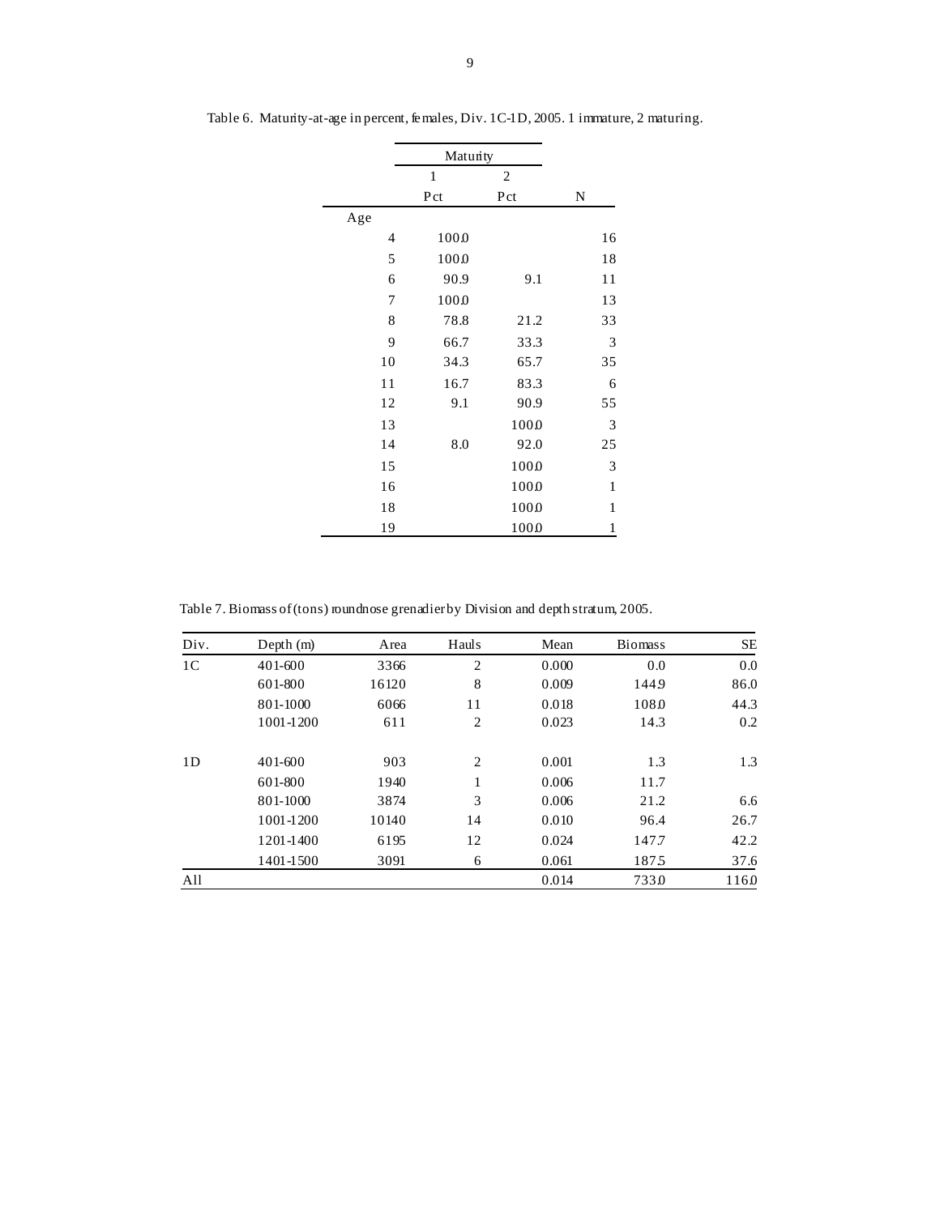Table 6. Maturity-at-age in percent, females, Div. 1C-1D, 2005. 1 immature, 2 maturing.

| | Maturity | | |
|---|---|---|---|
| | 1 | 2 | |
| | Pct | Pct | N |
| Age | | | |
| 4 | 100.0 | | 16 |
| 5 | 100.0 | | 18 |
| 6 | 90.9 | 9.1 | 11 |
| 7 | 100.0 | | 13 |
| 8 | 78.8 | 21.2 | 33 |
| 9 | 66.7 | 33.3 | 3 |
| 10 | 34.3 | 65.7 | 35 |
| 11 | 16.7 | 83.3 | 6 |
| 12 | 9.1 | 90.9 | 55 |
| 13 | | 100.0 | 3 |
| 14 | 8.0 | 92.0 | 25 |
| 15 | | 100.0 | 3 |
| 16 | | 100.0 | 1 |
| 18 | | 100.0 | 1 |
| 19 | | 100.0 | 1 |

Table 7. Biomass of (tons) roundnose grenadier by Division and depth stratum, 2005.

| Div. | Depth (m) | Area | Hauls | Mean | Biomass | SE |
|---|---|---|---|---|---|---|
| 1C | 401-600 | 3366 | 2 | 0.000 | 0.0 | 0.0 |
| | 601-800 | 16120 | 8 | 0.009 | 144.9 | 86.0 |
| | 801-1000 | 6066 | 11 | 0.018 | 108.0 | 44.3 |
| | 1001-1200 | 611 | 2 | 0.023 | 14.3 | 0.2 |
| 1D | 401-600 | 903 | 2 | 0.001 | 1.3 | 1.3 |
| | 601-800 | 1940 | 1 | 0.006 | 11.7 | |
| | 801-1000 | 3874 | 3 | 0.006 | 21.2 | 6.6 |
| | 1001-1200 | 10140 | 14 | 0.010 | 96.4 | 26.7 |
| | 1201-1400 | 6195 | 12 | 0.024 | 147.7 | 42.2 |
| | 1401-1500 | 3091 | 6 | 0.061 | 187.5 | 37.6 |
| All | | | | 0.014 | 733.0 | 116.0 |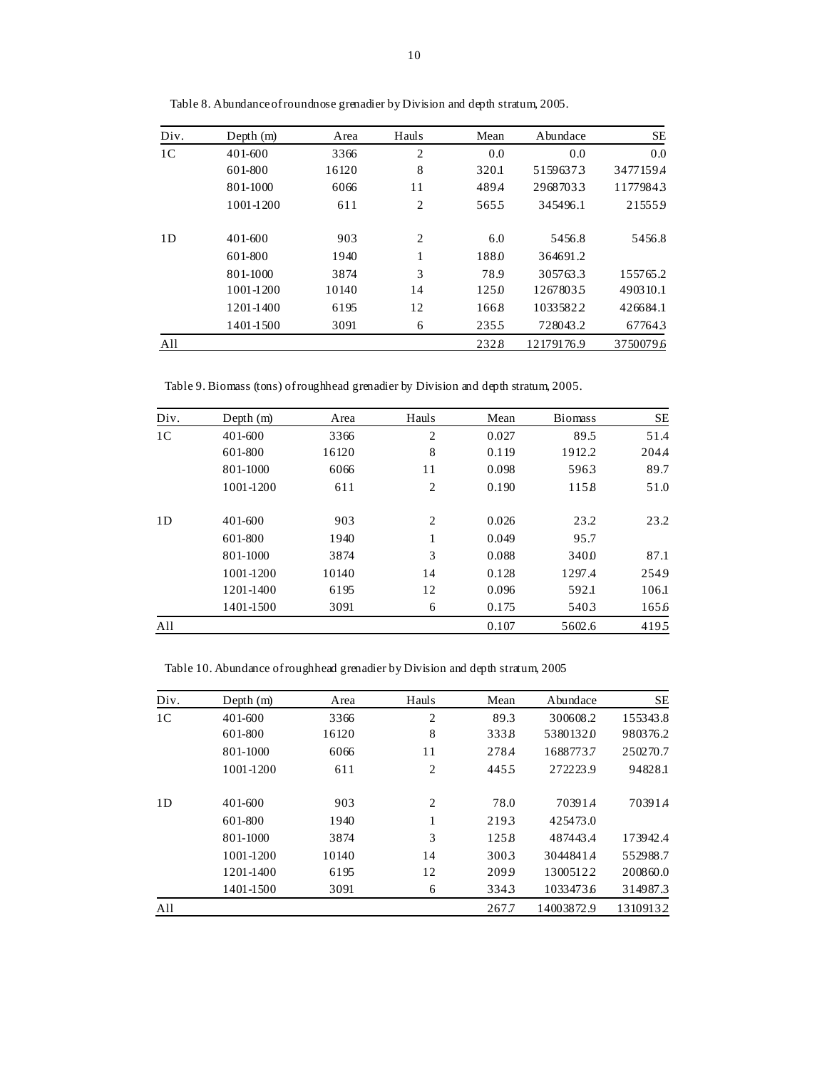Table 8. Abundance of roundnose grenadier by Division and depth stratum, 2005.

| Div. | Depth (m) | Area | Hauls | Mean | Abundace | SE |
|---|---|---|---|---|---|---|
| 1C | 401-600 | 3366 | 2 | 0.0 | 0.0 | 0.0 |
| | 601-800 | 16120 | 8 | 320.1 | 5159637.3 | 3477159.4 |
| | 801-1000 | 6066 | 11 | 489.4 | 2968703.3 | 1177984.3 |
| | 1001-1200 | 611 | 2 | 565.5 | 345496.1 | 21555.9 |
| 1D | 401-600 | 903 | 2 | 6.0 | 5456.8 | 5456.8 |
| | 601-800 | 1940 | 1 | 188.0 | 364691.2 | |
| | 801-1000 | 3874 | 3 | 78.9 | 305763.3 | 155765.2 |
| | 1001-1200 | 10140 | 14 | 125.0 | 1267803.5 | 490310.1 |
| | 1201-1400 | 6195 | 12 | 166.8 | 1033582.2 | 426684.1 |
| | 1401-1500 | 3091 | 6 | 235.5 | 728043.2 | 67764.3 |
| All | | | | 232.8 | 12179176.9 | 3750079.6 |

Table 9. Biomass (tons) of roughhead grenadier by Division and depth stratum, 2005.

| Div. | Depth (m) | Area | Hauls | Mean | Biomass | SE |
|---|---|---|---|---|---|---|
| 1C | 401-600 | 3366 | 2 | 0.027 | 89.5 | 51.4 |
| | 601-800 | 16120 | 8 | 0.119 | 1912.2 | 204.4 |
| | 801-1000 | 6066 | 11 | 0.098 | 596.3 | 89.7 |
| | 1001-1200 | 611 | 2 | 0.190 | 115.8 | 51.0 |
| 1D | 401-600 | 903 | 2 | 0.026 | 23.2 | 23.2 |
| | 601-800 | 1940 | 1 | 0.049 | 95.7 | |
| | 801-1000 | 3874 | 3 | 0.088 | 340.0 | 87.1 |
| | 1001-1200 | 10140 | 14 | 0.128 | 1297.4 | 254.9 |
| | 1201-1400 | 6195 | 12 | 0.096 | 592.1 | 106.1 |
| | 1401-1500 | 3091 | 6 | 0.175 | 540.3 | 165.6 |
| All | | | | 0.107 | 5602.6 | 419.5 |

Table 10. Abundance of roughhead grenadier by Division and depth stratum, 2005

| Div. | Depth (m) | Area | Hauls | Mean | Abundace | SE |
|---|---|---|---|---|---|---|
| 1C | 401-600 | 3366 | 2 | 89.3 | 300608.2 | 155343.8 |
| | 601-800 | 16120 | 8 | 333.8 | 5380132.0 | 980376.2 |
| | 801-1000 | 6066 | 11 | 278.4 | 1688773.7 | 250270.7 |
| | 1001-1200 | 611 | 2 | 445.5 | 272223.9 | 94828.1 |
| 1D | 401-600 | 903 | 2 | 78.0 | 70391.4 | 70391.4 |
| | 601-800 | 1940 | 1 | 219.3 | 425473.0 | |
| | 801-1000 | 3874 | 3 | 125.8 | 487443.4 | 173942.4 |
| | 1001-1200 | 10140 | 14 | 300.3 | 3044841.4 | 552988.7 |
| | 1201-1400 | 6195 | 12 | 209.9 | 1300512.2 | 200860.0 |
| | 1401-1500 | 3091 | 6 | 334.3 | 1033473.6 | 314987.3 |
| All | | | | 267.7 | 14003872.9 | 1310913.2 |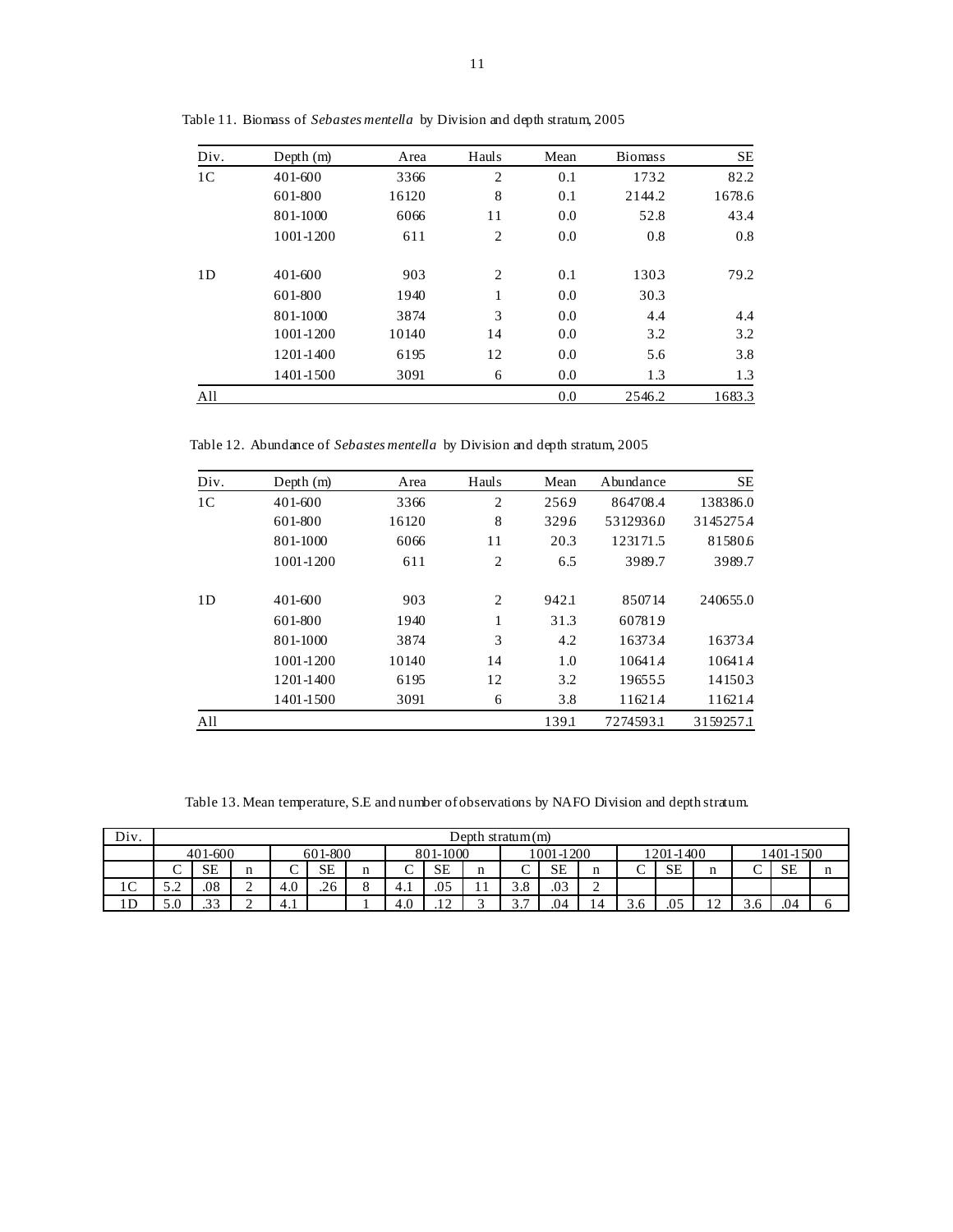Table 11. Biomass of *Sebastes mentella* by Division and depth stratum, 2005

| Div. | Depth (m) | Area | Hauls | Mean | Biomass | SE |
|---|---|---|---|---|---|---|
| 1C | 401-600 | 3366 | 2 | 0.1 | 173.2 | 82.2 |
| | 601-800 | 16120 | 8 | 0.1 | 2144.2 | 1678.6 |
| | 801-1000 | 6066 | 11 | 0.0 | 52.8 | 43.4 |
| | 1001-1200 | 611 | 2 | 0.0 | 0.8 | 0.8 |
| 1D | 401-600 | 903 | 2 | 0.1 | 130.3 | 79.2 |
| | 601-800 | 1940 | 1 | 0.0 | 30.3 | |
| | 801-1000 | 3874 | 3 | 0.0 | 4.4 | 4.4 |
| | 1001-1200 | 10140 | 14 | 0.0 | 3.2 | 3.2 |
| | 1201-1400 | 6195 | 12 | 0.0 | 5.6 | 3.8 |
| | 1401-1500 | 3091 | 6 | 0.0 | 1.3 | 1.3 |
| All | | | | 0.0 | 2546.2 | 1683.3 |

Table 12. Abundance of *Sebastes mentella* by Division and depth stratum, 2005

| Div. | Depth (m) | Area | Hauls | Mean | Abundance | SE |
|---|---|---|---|---|---|---|
| 1C | 401-600 | 3366 | 2 | 256.9 | 864708.4 | 138386.0 |
| | 601-800 | 16120 | 8 | 329.6 | 5312936.0 | 3145275.4 |
| | 801-1000 | 6066 | 11 | 20.3 | 123171.5 | 81580.6 |
| | 1001-1200 | 611 | 2 | 6.5 | 3989.7 | 3989.7 |
| 1D | 401-600 | 903 | 2 | 942.1 | 850714 | 240655.0 |
| | 601-800 | 1940 | 1 | 31.3 | 60781.9 | |
| | 801-1000 | 3874 | 3 | 4.2 | 16373.4 | 16373.4 |
| | 1001-1200 | 10140 | 14 | 1.0 | 10641.4 | 10641.4 |
| | 1201-1400 | 6195 | 12 | 3.2 | 19655.5 | 14150.3 |
| | 1401-1500 | 3091 | 6 | 3.8 | 11621.4 | 11621.4 |
| All | | | | 139.1 | 7274593.1 | 3159257.1 |

Table 13. Mean temperature, S.E and number of observations by NAFO Division and depth stratum.

| Div. | Depth stratum (m) | | | | | | | | | | | | | | | | | |
|---|---|---|---|---|---|---|---|---|---|---|---|---|---|---|---|---|---|---|
| | 401-600 | | | 601-800 | | | 801-1000 | | | 1001-1200 | | | 1201-1400 | | | 1401-1500 | | |
| | C | SE | n | C | SE | n | C | SE | n | C | SE | n | C | SE | n | C | SE | n |
| 1C | 5.2 | .08 | 2 | 4.0 | .26 | 8 | 4.1 | .05 | 11 | 3.8 | .03 | 2 | | | | | | |
| 1D | 5.0 | .33 | 2 | 4.1 | | 1 | 4.0 | .12 | 3 | 3.7 | .04 | 14 | 3.6 | .05 | 12 | 3.6 | .04 | 6 |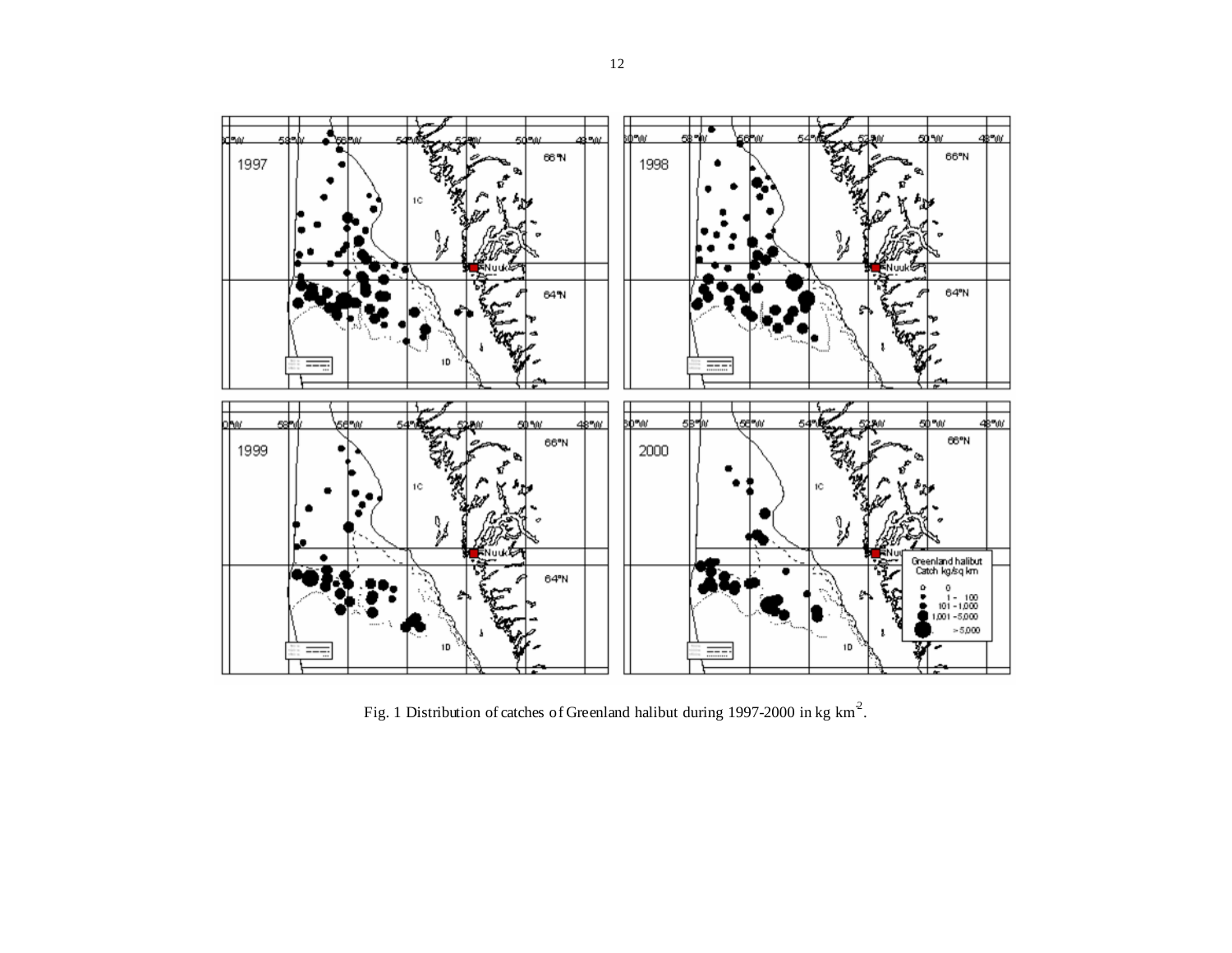Fig. 1 Distribution of catches of Greenland halibut during 1997-2000 in kg km$^{-2}$.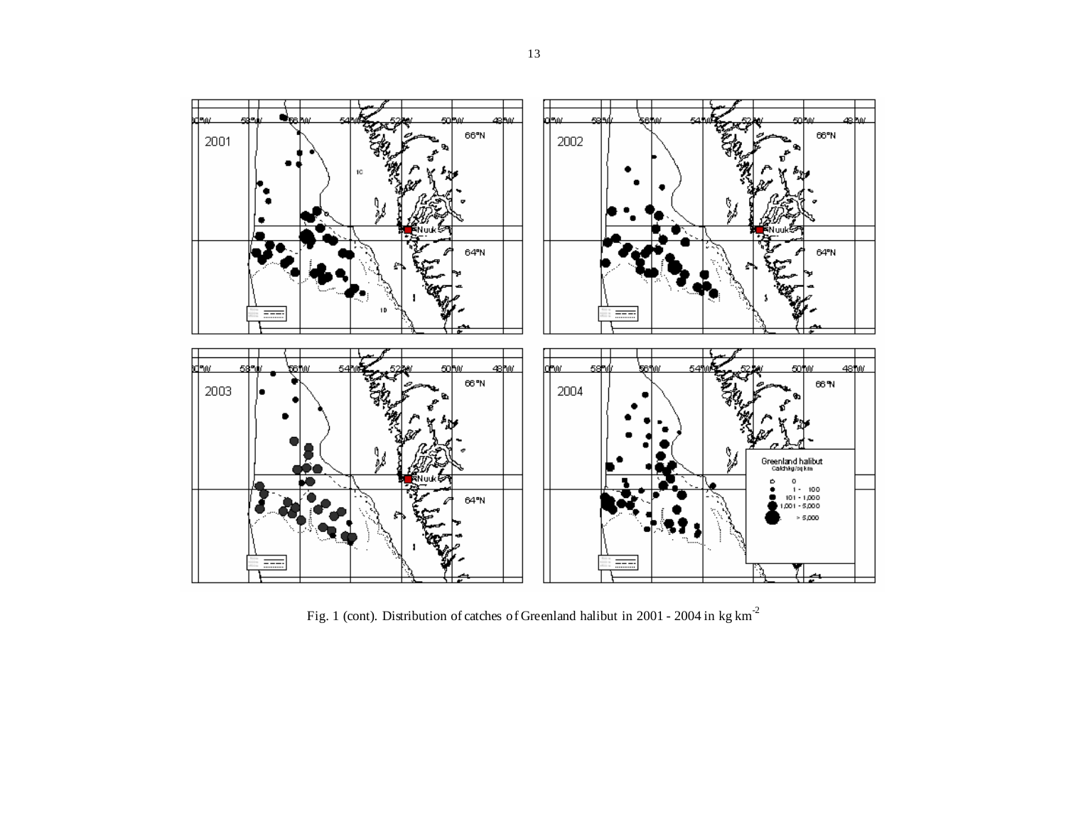Fig. 1 (cont). Distribution of catches of Greenland halibut in 2001 - 2004 in kg km$^{-2}$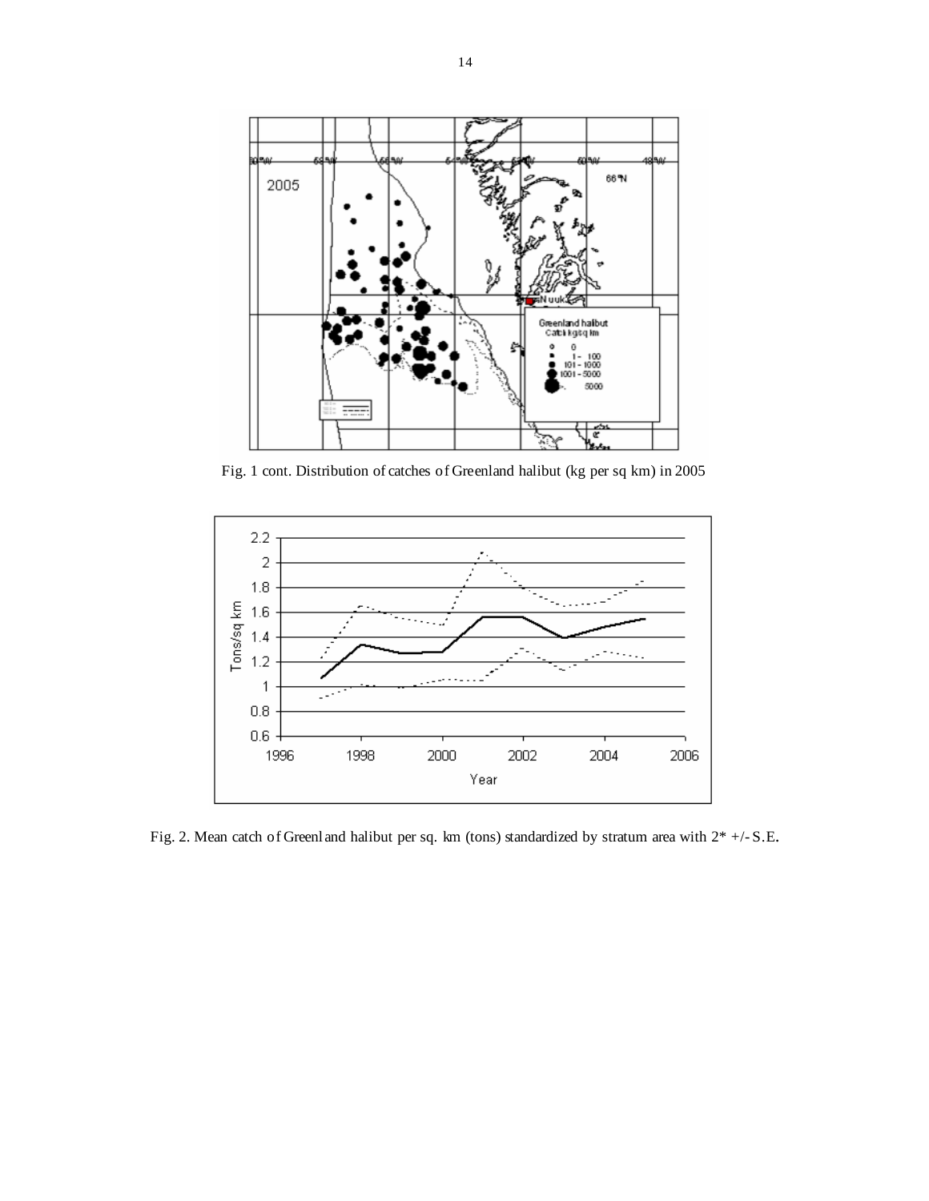Fig. 1 cont. Distribution of catches of Greenland halibut (kg per sq km) in 2005

Fig. 2. Mean catch of Greenland halibut per sq. km (tons) standardized by stratum area with 2* +/- S.E.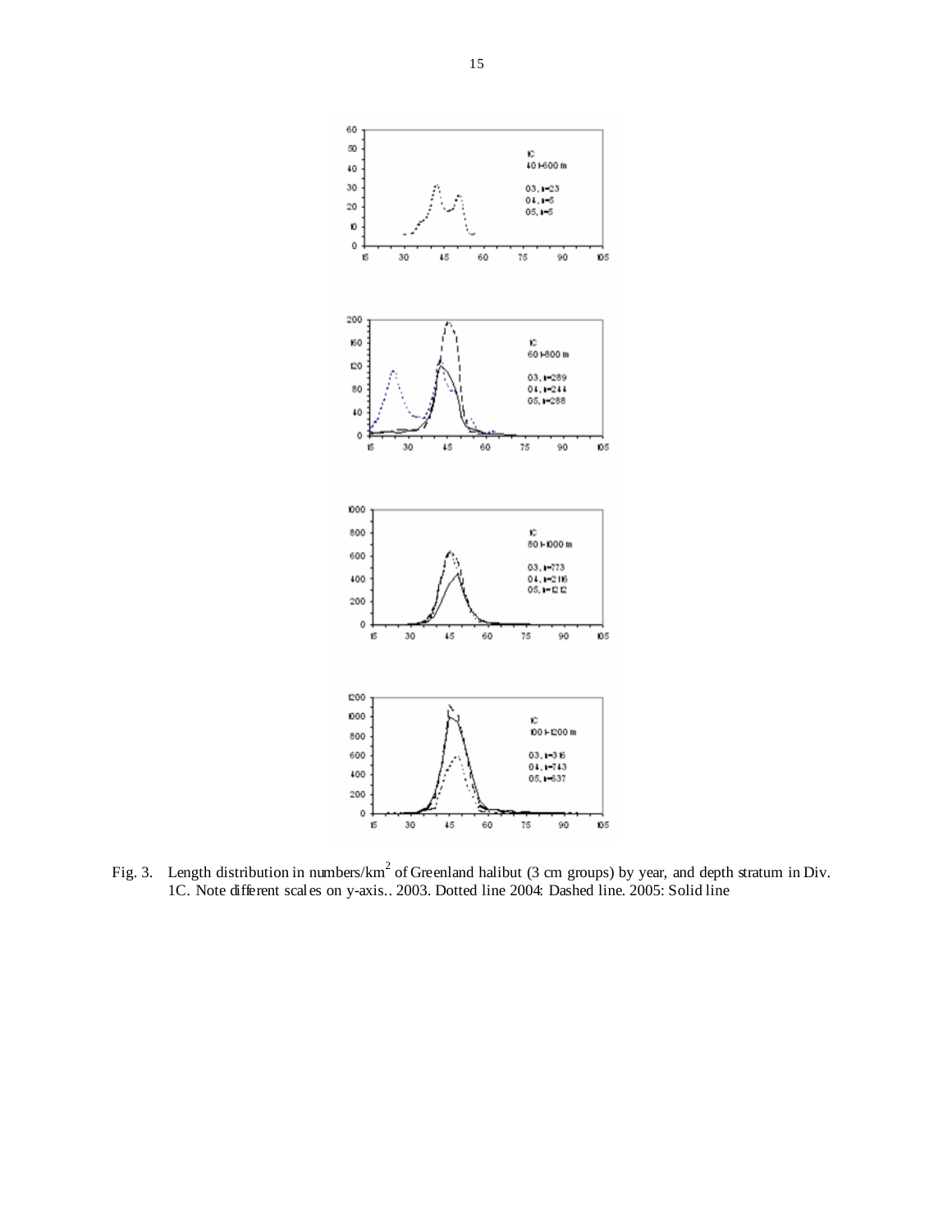Fig. 3. Length distribution in numbers/km$^2$ of Greenland halibut (3 cm groups) by year, and depth stratum in Div. 1C. Note different scales on y-axis.. 2003. Dotted line 2004: Dashed line. 2005: Solid line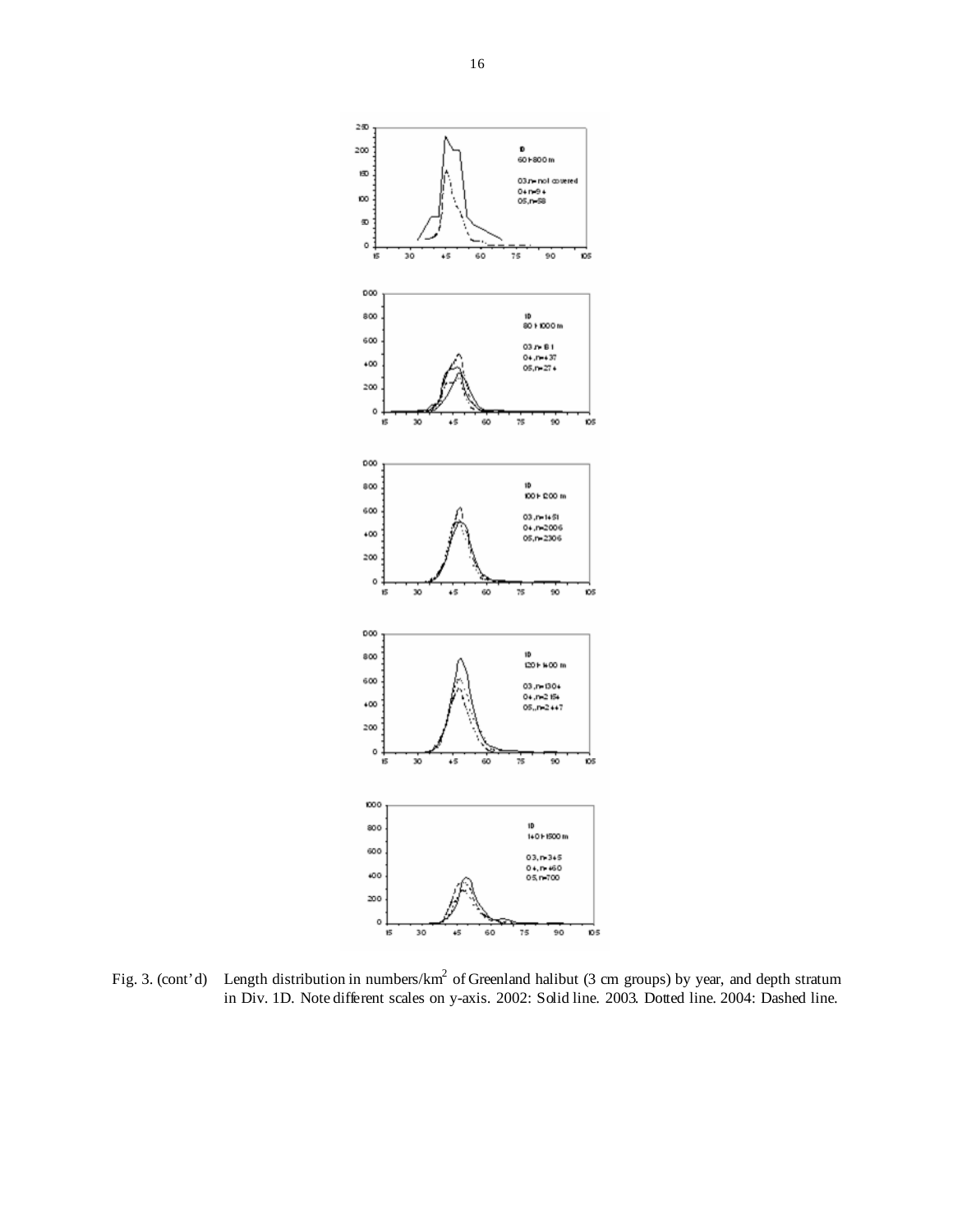Fig. 3. (cont'd) Length distribution in numbers/km$^2$ of Greenland halibut (3 cm groups) by year, and depth stratum in Div. 1D. Note different scales on y-axis. 2002: Solid line. 2003. Dotted line. 2004: Dashed line.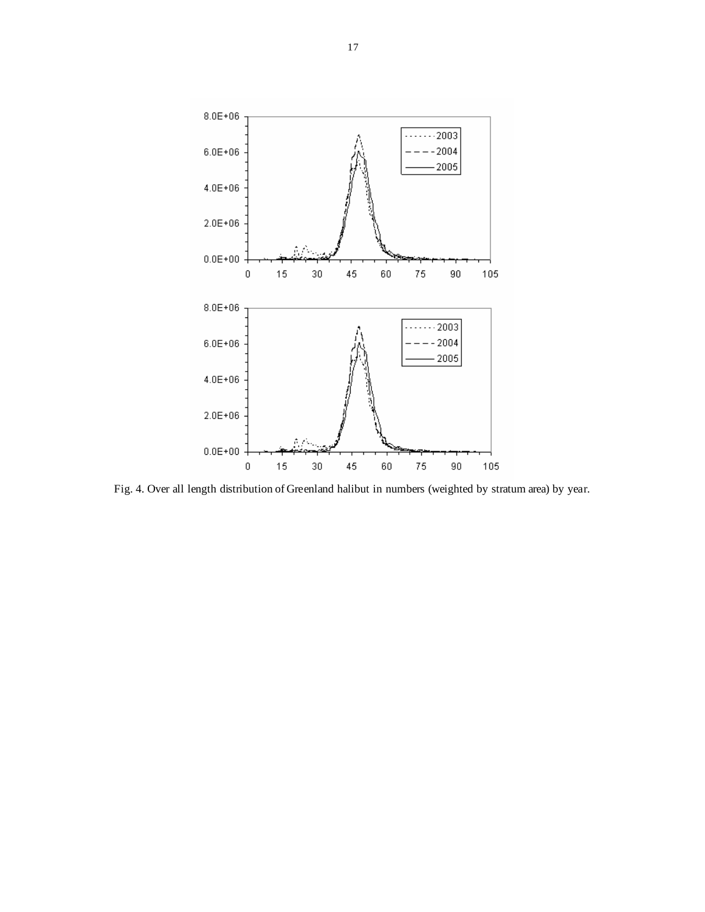Fig. 4. Over all length distribution of Greenland halibut in numbers (weighted by stratum area) by year.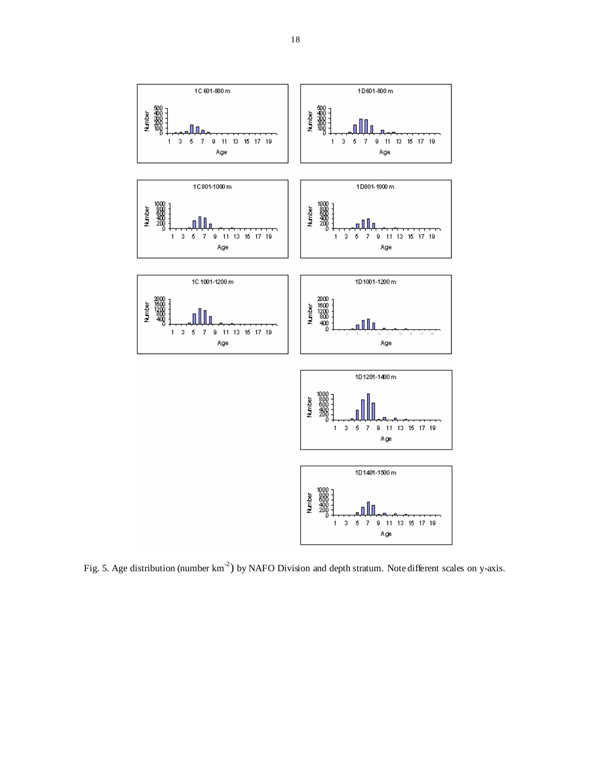Fig. 5. Age distribution (number km$^{-2}$) by NAFO Division and depth stratum. Note different scales on y-axis.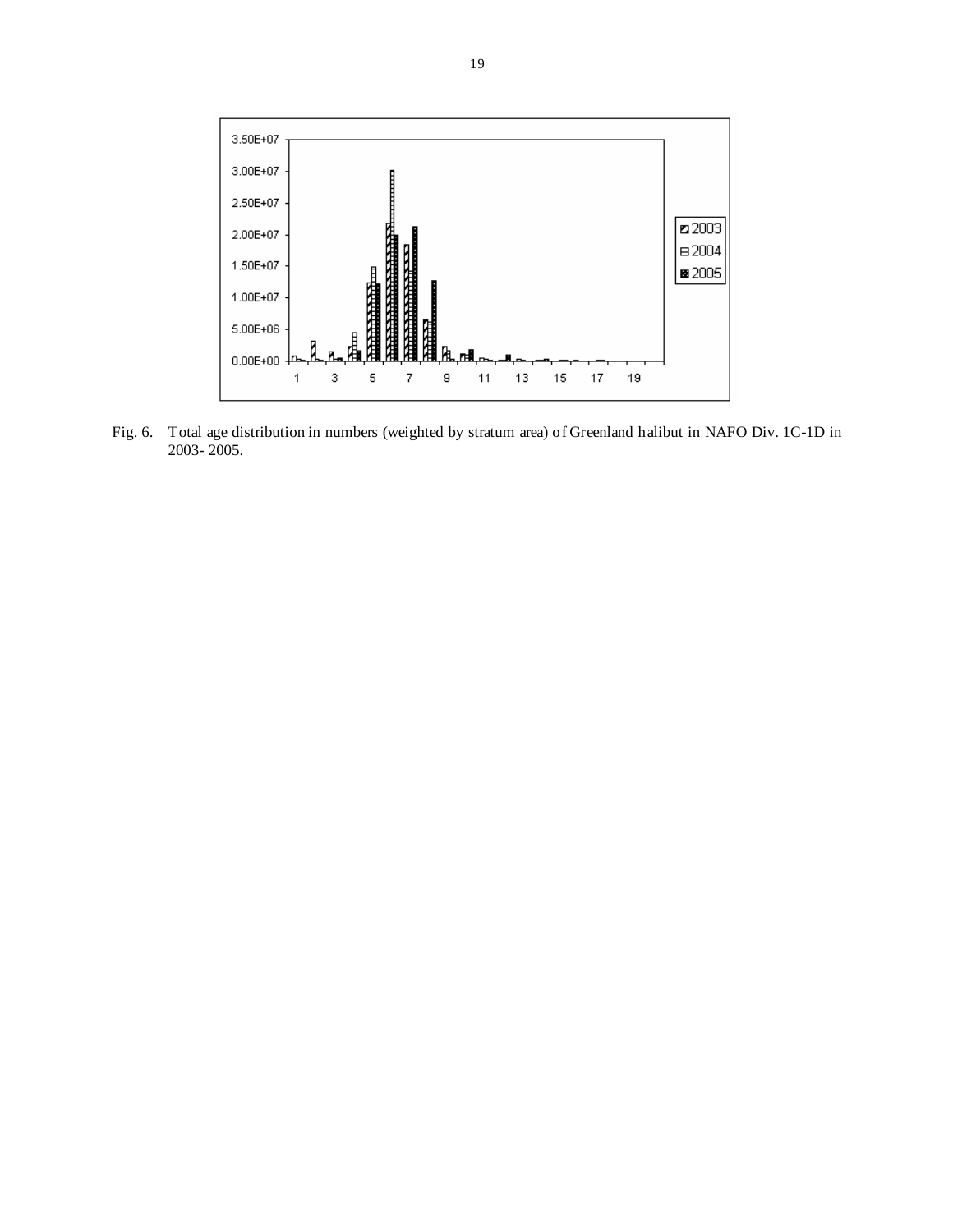Fig. 6. Total age distribution in numbers (weighted by stratum area) of Greenland halibut in NAFO Div. 1C-1D in 2003- 2005.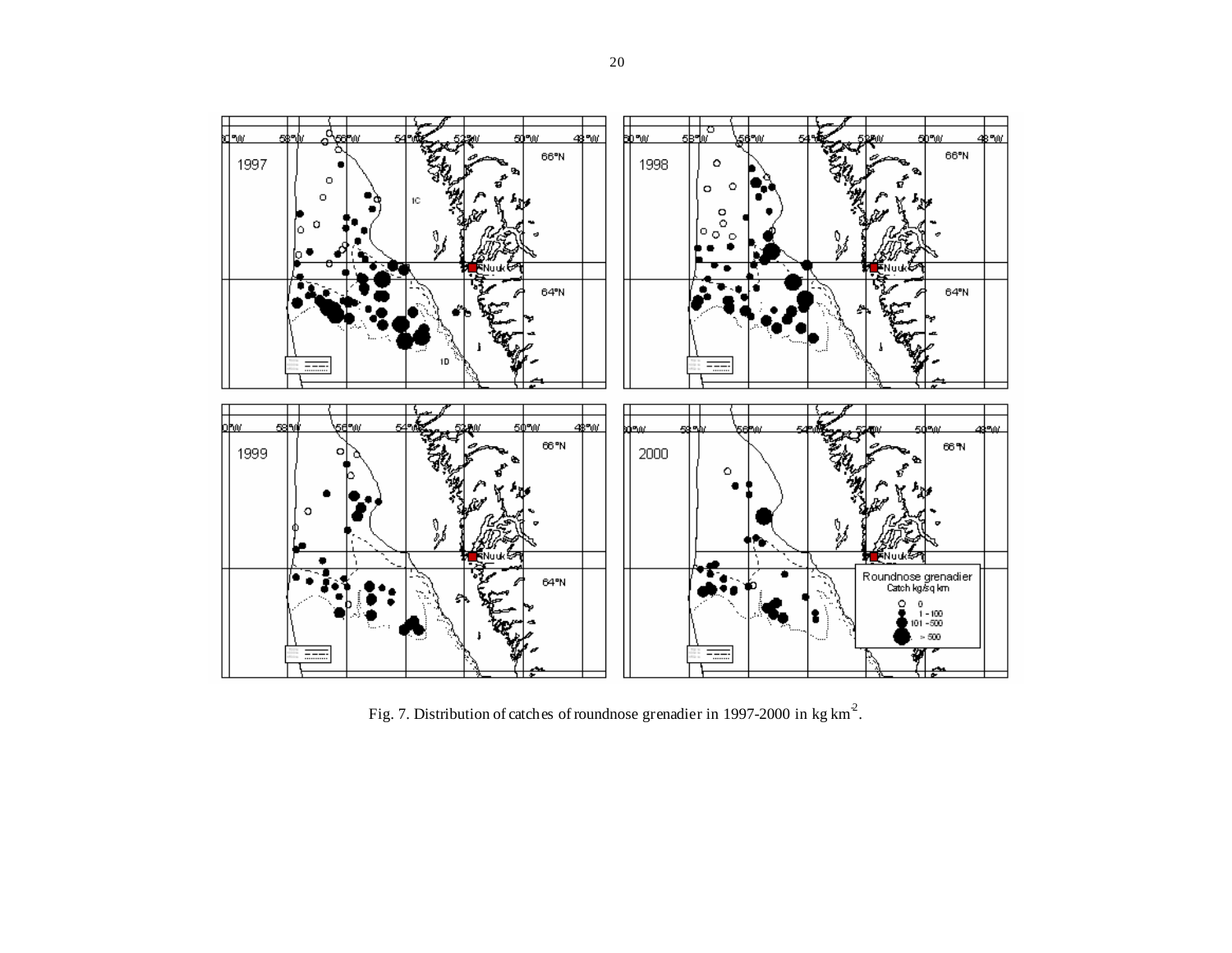Fig. 7. Distribution of catches of roundnose grenadier in 1997-2000 in kg km$^{-2}$.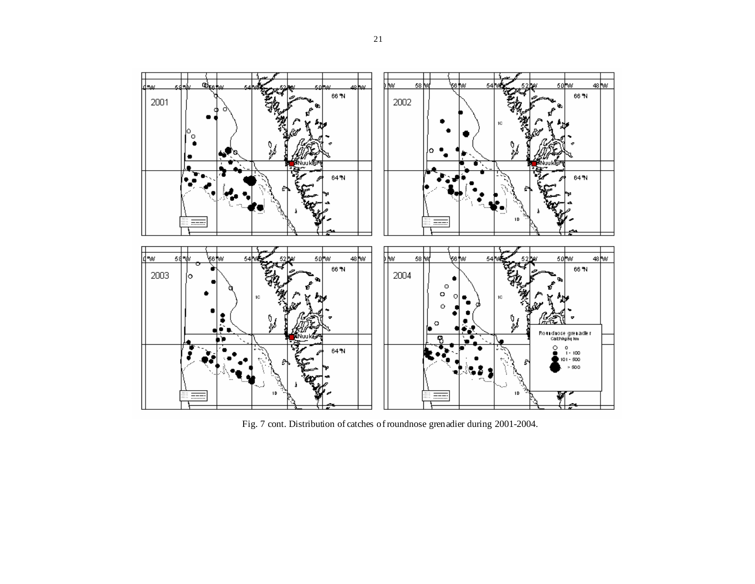Fig. 7 cont. Distribution of catches of roundnose grenadier during 2001-2004.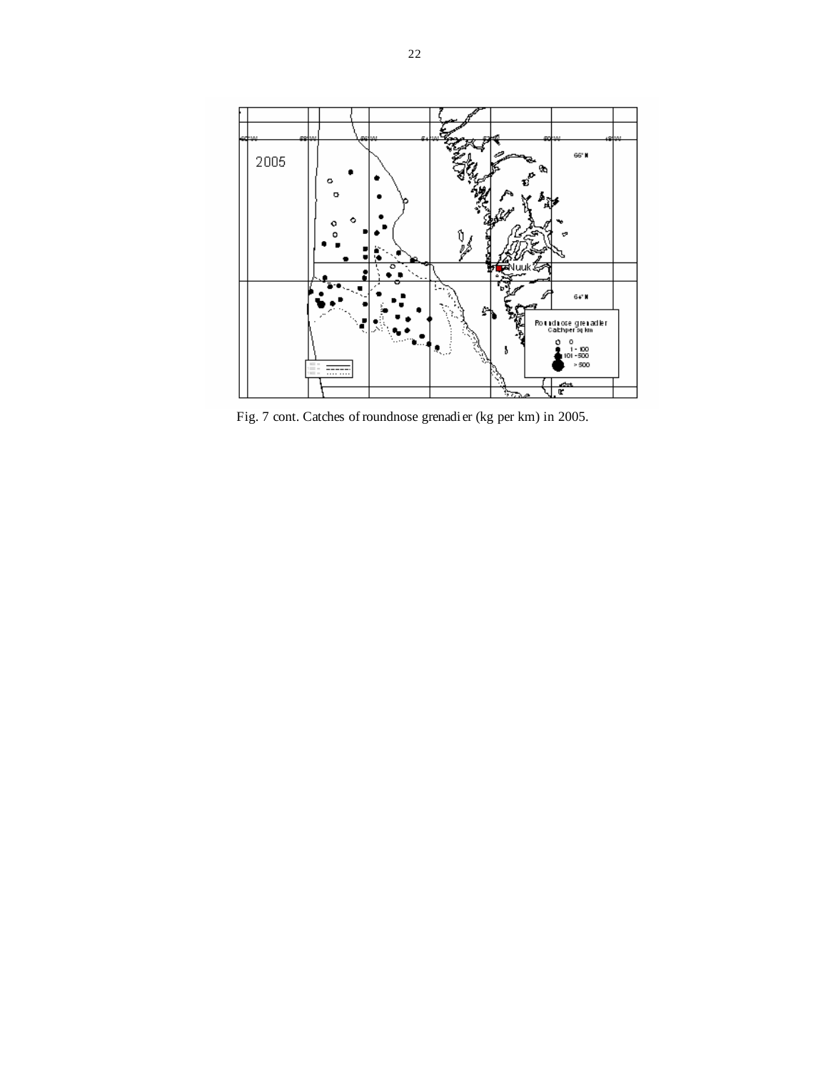Fig. 7 cont. Catches of roundnose grenadier (kg per km) in 2005.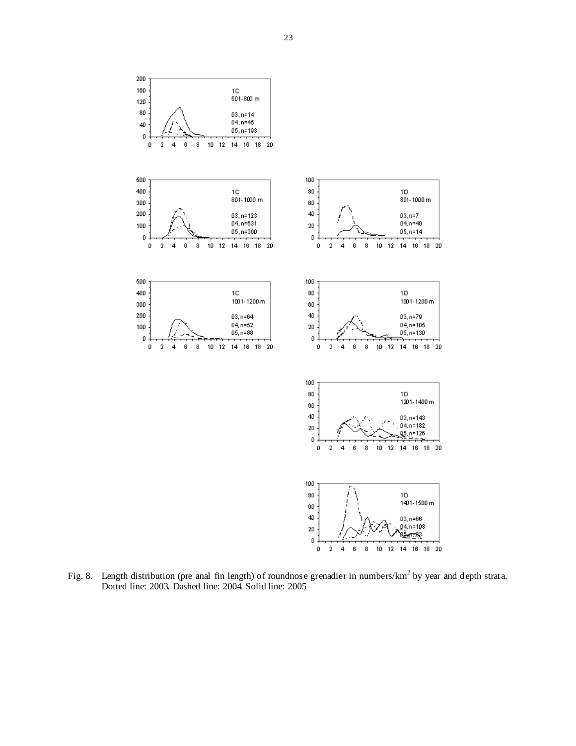Fig. 8. Length distribution (pre anal fin length) of roundnose grenadier in numbers/km$^2$ by year and depth strata. Dotted line: 2003. Dashed line: 2004. Solid line: 2005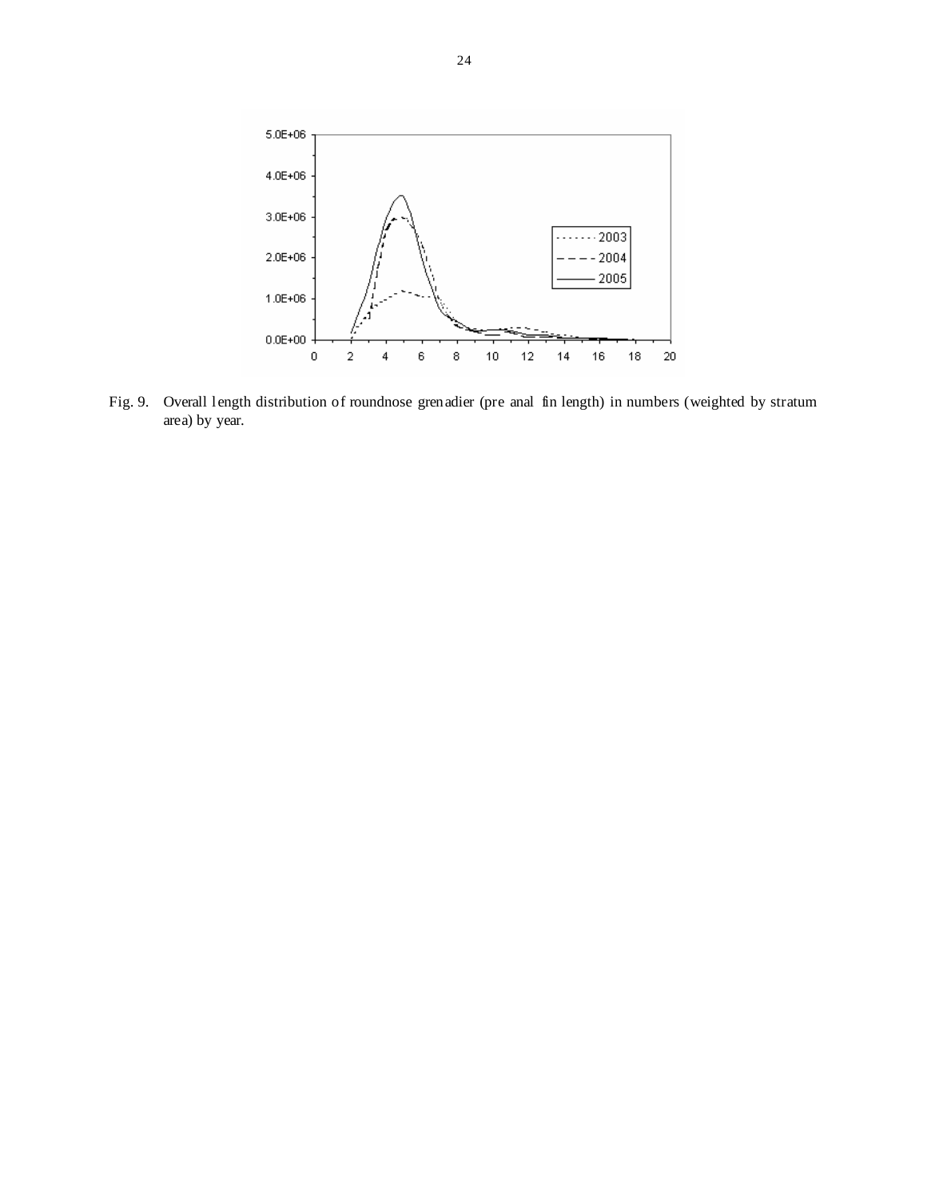Fig. 9. Overall length distribution of roundnose grenadier (pre anal fin length) in numbers (weighted by stratum area) by year.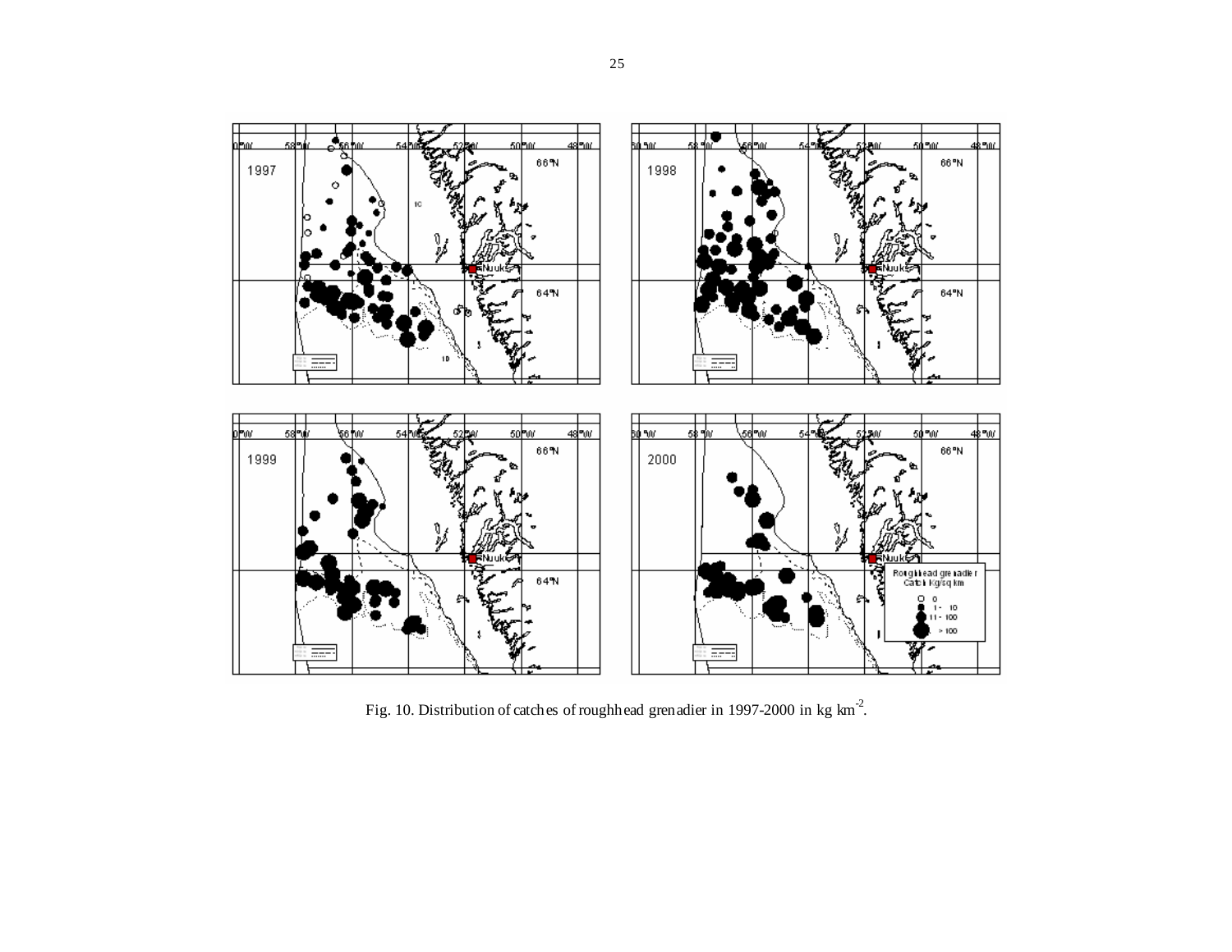Fig. 10. Distribution of catches of roughhead grenadier in 1997-2000 in kg km$^{-2}$.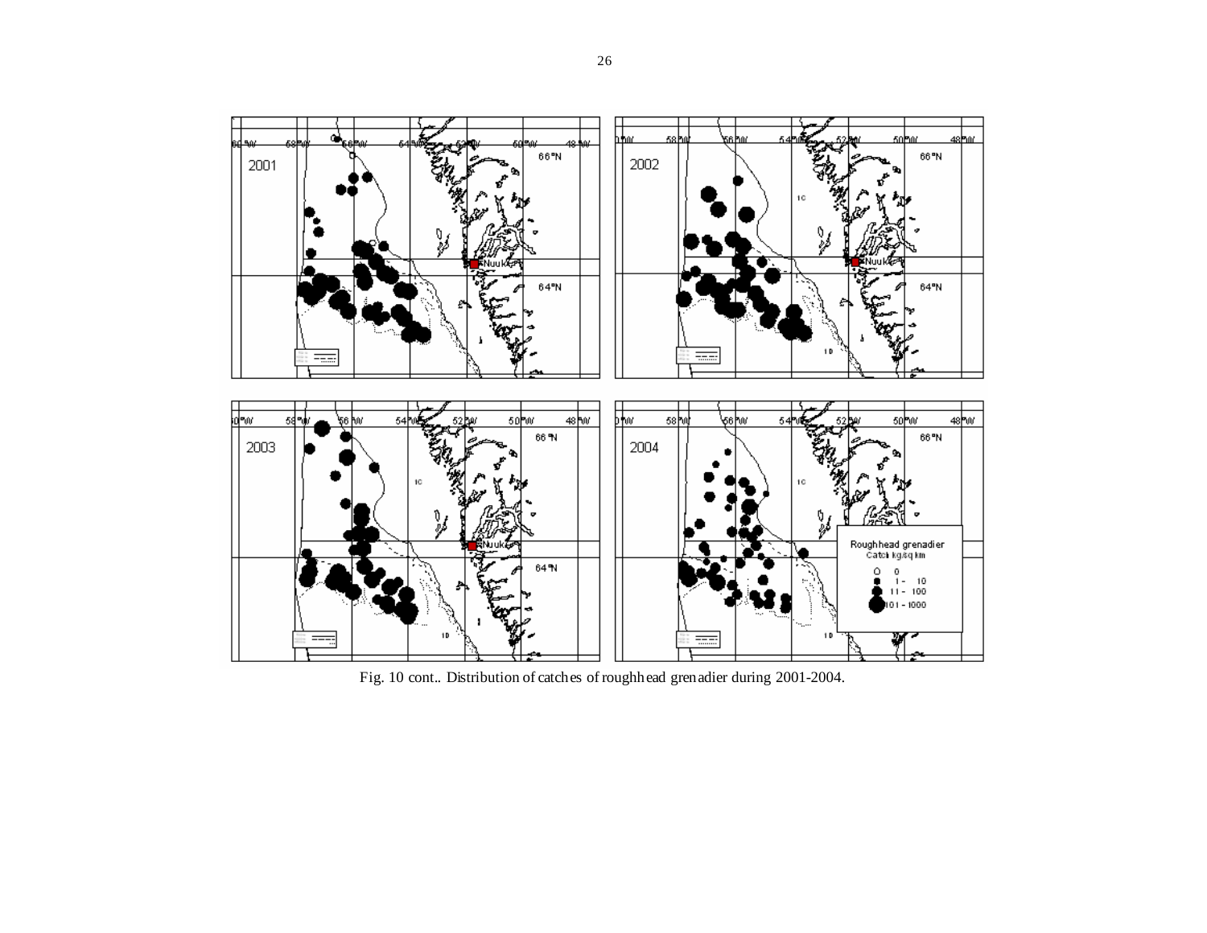Fig. 10 cont.. Distribution of catches of roughhead grenadier during 2001-2004.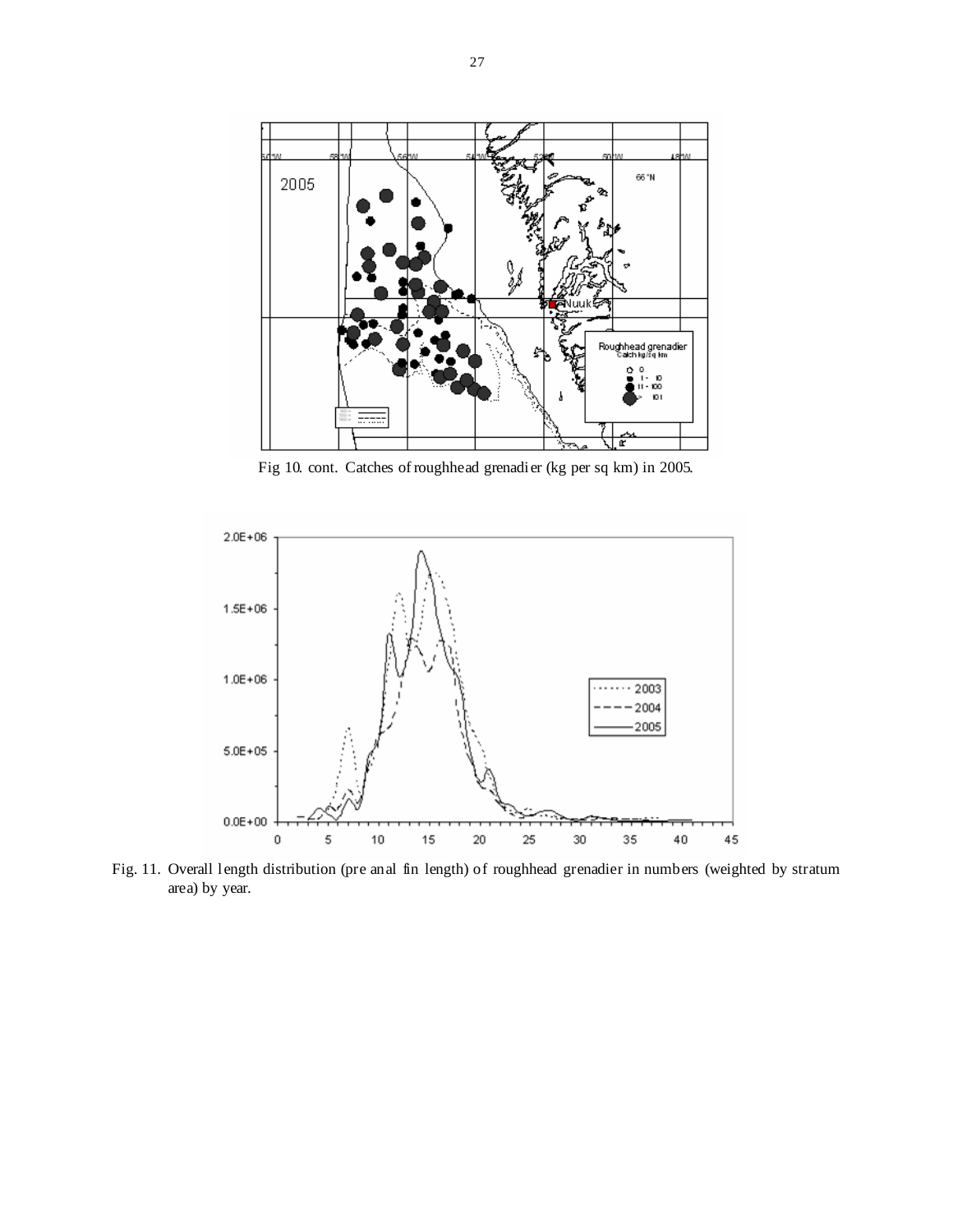Fig 10. cont. Catches of roughhead grenadier (kg per sq km) in 2005.

Fig. 11. Overall length distribution (pre anal fin length) of roughhead grenadier in numbers (weighted by stratum area) by year.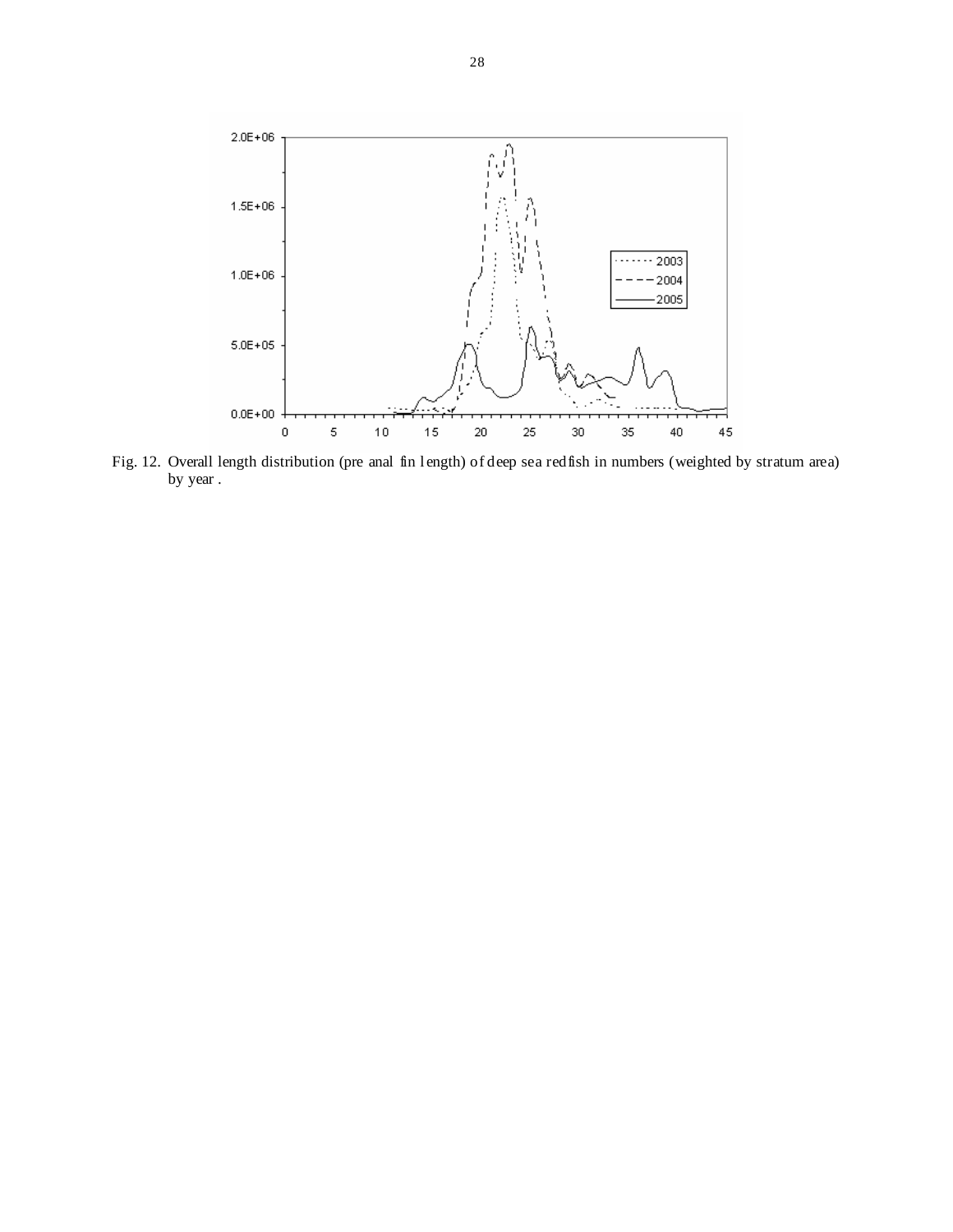Fig. 12. Overall length distribution (pre anal fin length) of deep sea redfish in numbers (weighted by stratum area) by year .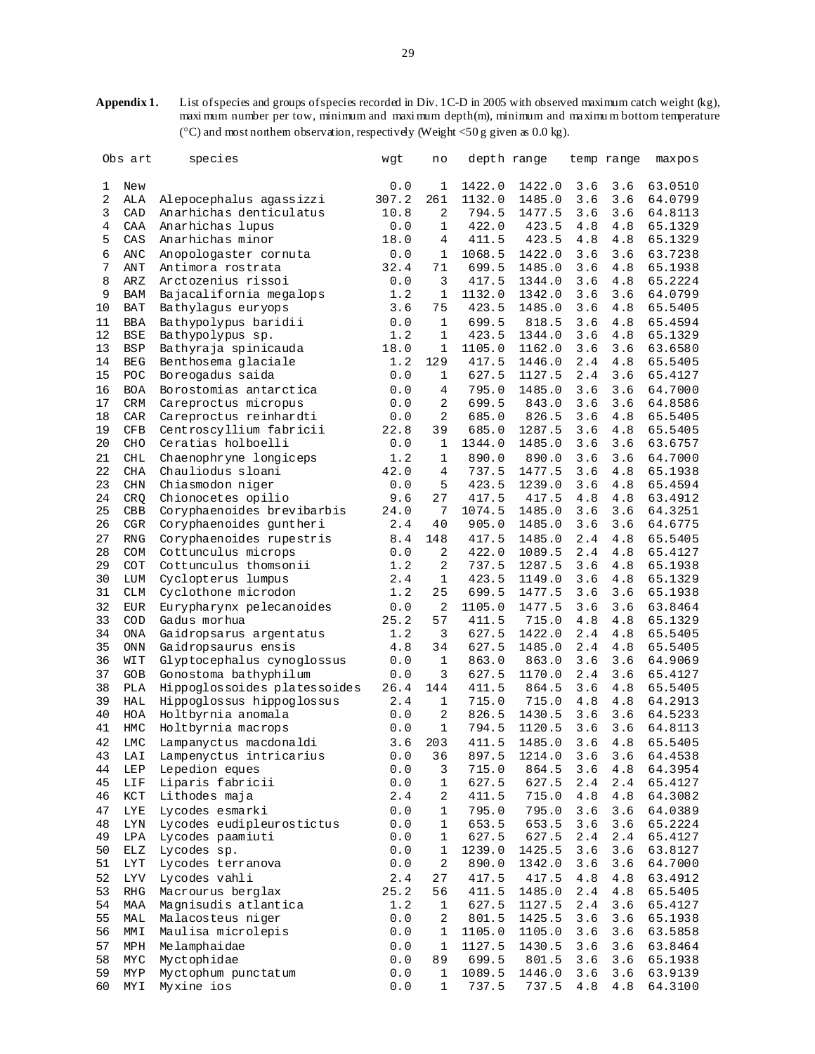**Appendix 1.** List of species and groups of species recorded in Div. 1C-D in 2005 with observed maximum catch weight (kg), maximum number per tow, minimum and maximum depth (m), minimum and maximum bottom temperature (°C) and most northern observation, respectively (Weight <50 g given as 0.0 kg).

| Obs | art | species | wgt | no | depth range | | temp range | | maxpos |
|---|---|---|---|---|---|---|---|---|---|
| 1 | New | | 0.0 | 1 | 1422.0 | 1422.0 | 3.6 | 3.6 | 63.0510 |
| 2 | ALA | Alepocephalus agassizzi | 307.2 | 261 | 1132.0 | 1485.0 | 3.6 | 3.6 | 64.0799 |
| 3 | CAD | Anarhichas denticulatus | 10.8 | 2 | 794.5 | 1477.5 | 3.6 | 3.6 | 64.8113 |
| 4 | CAA | Anarhichas lupus | 0.0 | 1 | 422.0 | 423.5 | 4.8 | 4.8 | 65.1329 |
| 5 | CAS | Anarhichas minor | 18.0 | 4 | 411.5 | 423.5 | 4.8 | 4.8 | 65.1329 |
| 6 | ANC | Anopologaster cornuta | 0.0 | 1 | 1068.5 | 1422.0 | 3.6 | 3.6 | 63.7238 |
| 7 | ANT | Antimora rostrata | 32.4 | 71 | 699.5 | 1485.0 | 3.6 | 4.8 | 65.1938 |
| 8 | ARZ | Arctozenius rissoi | 0.0 | 3 | 417.5 | 1344.0 | 3.6 | 4.8 | 65.2224 |
| 9 | BAM | Bajacalifornia megalops | 1.2 | 1 | 1132.0 | 1342.0 | 3.6 | 3.6 | 64.0799 |
| 10 | BAT | Bathylagus euryops | 3.6 | 75 | 423.5 | 1485.0 | 3.6 | 4.8 | 65.5405 |
| 11 | BBA | Bathypolypus baridii | 0.0 | 1 | 699.5 | 818.5 | 3.6 | 4.8 | 65.4594 |
| 12 | BSE | Bathypolypus sp. | 1.2 | 1 | 423.5 | 1344.0 | 3.6 | 4.8 | 65.1329 |
| 13 | BSP | Bathyraja spinicauda | 18.0 | 1 | 1105.0 | 1162.0 | 3.6 | 3.6 | 63.6580 |
| 14 | BEG | Benthosema glaciale | 1.2 | 129 | 417.5 | 1446.0 | 2.4 | 4.8 | 65.5405 |
| 15 | POC | Boreogadus saida | 0.0 | 1 | 627.5 | 1127.5 | 2.4 | 3.6 | 65.4127 |
| 16 | BOA | Borostomias antarctica | 0.0 | 4 | 795.0 | 1485.0 | 3.6 | 3.6 | 64.7000 |
| 17 | CRM | Careproctus micropus | 0.0 | 2 | 699.5 | 843.0 | 3.6 | 3.6 | 64.8586 |
| 18 | CAR | Careproctus reinhardti | 0.0 | 2 | 685.0 | 826.5 | 3.6 | 4.8 | 65.5405 |
| 19 | CFB | Centroscyllium fabricii | 22.8 | 39 | 685.0 | 1287.5 | 3.6 | 4.8 | 65.5405 |
| 20 | CHO | Ceratias holboelli | 0.0 | 1 | 1344.0 | 1485.0 | 3.6 | 3.6 | 63.6757 |
| 21 | CHL | Chaenophryne longiceps | 1.2 | 1 | 890.0 | 890.0 | 3.6 | 3.6 | 64.7000 |
| 22 | CHA | Chauliodus sloani | 42.0 | 4 | 737.5 | 1477.5 | 3.6 | 4.8 | 65.1938 |
| 23 | CHN | Chiasmodon niger | 0.0 | 5 | 423.5 | 1239.0 | 3.6 | 4.8 | 65.4594 |
| 24 | CRQ | Chionocetes opilio | 9.6 | 27 | 417.5 | 417.5 | 4.8 | 4.8 | 63.4912 |
| 25 | CBB | Coryphaenoides brevibarbis | 24.0 | 7 | 1074.5 | 1485.0 | 3.6 | 3.6 | 64.3251 |
| 26 | CGR | Coryphaenoides guntheri | 2.4 | 40 | 905.0 | 1485.0 | 3.6 | 3.6 | 64.6775 |
| 27 | RNG | Coryphaenoides rupestris | 8.4 | 148 | 417.5 | 1485.0 | 2.4 | 4.8 | 65.5405 |
| 28 | COM | Cottunculus microps | 0.0 | 2 | 422.0 | 1089.5 | 2.4 | 4.8 | 65.4127 |
| 29 | COT | Cottunculus thomsonii | 1.2 | 2 | 737.5 | 1287.5 | 3.6 | 4.8 | 65.1938 |
| 30 | LUM | Cyclopterus lumpus | 2.4 | 1 | 423.5 | 1149.0 | 3.6 | 4.8 | 65.1329 |
| 31 | CLM | Cyclothone microdon | 1.2 | 25 | 699.5 | 1477.5 | 3.6 | 3.6 | 65.1938 |
| 32 | EUR | Eurypharynx pelecanoides | 0.0 | 2 | 1105.0 | 1477.5 | 3.6 | 3.6 | 63.8464 |
| 33 | COD | Gadus morhua | 25.2 | 57 | 411.5 | 715.0 | 4.8 | 4.8 | 65.1329 |
| 34 | ONA | Gaidropsarus argentatus | 1.2 | 3 | 627.5 | 1422.0 | 2.4 | 4.8 | 65.5405 |
| 35 | ONN | Gaidropsaurus ensis | 4.8 | 34 | 627.5 | 1485.0 | 2.4 | 4.8 | 65.5405 |
| 36 | WIT | Glyptocephalus cynoglossus | 0.0 | 1 | 863.0 | 863.0 | 3.6 | 3.6 | 64.9069 |
| 37 | GOB | Gonostoma bathyphilum | 0.0 | 3 | 627.5 | 1170.0 | 2.4 | 3.6 | 65.4127 |
| 38 | PLA | Hippoglossoides platessoides | 26.4 | 144 | 411.5 | 864.5 | 3.6 | 4.8 | 65.5405 |
| 39 | HAL | Hippoglossus hippoglossus | 2.4 | 1 | 715.0 | 715.0 | 4.8 | 4.8 | 64.2913 |
| 40 | HOA | Holtbyrnia anomala | 0.0 | 2 | 826.5 | 1430.5 | 3.6 | 3.6 | 64.5233 |
| 41 | HMC | Holtbyrnia macrops | 0.0 | 1 | 794.5 | 1120.5 | 3.6 | 3.6 | 64.8113 |
| 42 | LMC | Lampanyctus macdonaldi | 3.6 | 203 | 411.5 | 1485.0 | 3.6 | 4.8 | 65.5405 |
| 43 | LAI | Lampenyctus intricarius | 0.0 | 36 | 897.5 | 1214.0 | 3.6 | 3.6 | 64.4538 |
| 44 | LEP | Lepedion eques | 0.0 | 3 | 715.0 | 864.5 | 3.6 | 4.8 | 64.3954 |
| 45 | LIF | Liparis fabricii | 0.0 | 1 | 627.5 | 627.5 | 2.4 | 2.4 | 65.4127 |
| 46 | KCT | Lithodes maja | 2.4 | 2 | 411.5 | 715.0 | 4.8 | 4.8 | 64.3082 |
| 47 | LYE | Lycodes esmarki | 0.0 | 1 | 795.0 | 795.0 | 3.6 | 3.6 | 64.0389 |
| 48 | LYN | Lycodes eudipleurostictus | 0.0 | 1 | 653.5 | 653.5 | 3.6 | 3.6 | 65.2224 |
| 49 | LPA | Lycodes paamiuti | 0.0 | 1 | 627.5 | 627.5 | 2.4 | 2.4 | 65.4127 |
| 50 | ELZ | Lycodes sp. | 0.0 | 1 | 1239.0 | 1425.5 | 3.6 | 3.6 | 63.8127 |
| 51 | LYT | Lycodes terranova | 0.0 | 2 | 890.0 | 1342.0 | 3.6 | 3.6 | 64.7000 |
| 52 | LYV | Lycodes vahli | 2.4 | 27 | 417.5 | 417.5 | 4.8 | 4.8 | 63.4912 |
| 53 | RHG | Macrourus berglax | 25.2 | 56 | 411.5 | 1485.0 | 2.4 | 4.8 | 65.5405 |
| 54 | MAA | Magnisudis atlantica | 1.2 | 1 | 627.5 | 1127.5 | 2.4 | 3.6 | 65.4127 |
| 55 | MAL | Malacosteus niger | 0.0 | 2 | 801.5 | 1425.5 | 3.6 | 3.6 | 65.1938 |
| 56 | MMI | Maulisa microlepis | 0.0 | 1 | 1105.0 | 1105.0 | 3.6 | 3.6 | 63.5858 |
| 57 | MPH | Melamphaidae | 0.0 | 1 | 1127.5 | 1430.5 | 3.6 | 3.6 | 63.8464 |
| 58 | MYC | Myctophidae | 0.0 | 89 | 699.5 | 801.5 | 3.6 | 3.6 | 65.1938 |
| 59 | MYP | Myctophum punctatum | 0.0 | 1 | 1089.5 | 1446.0 | 3.6 | 3.6 | 63.9139 |
| 60 | MYI | Myxine ios | 0.0 | 1 | 737.5 | 737.5 | 4.8 | 4.8 | 64.3100 |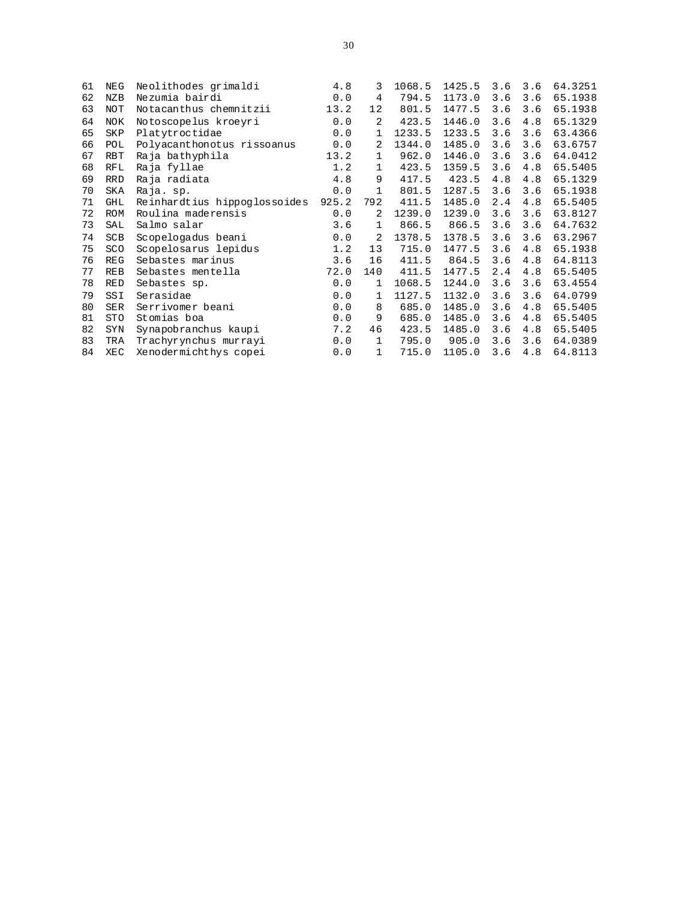| | | | | | | | | | |
|---|---|---|---|---|---|---|---|---|---|
| 61 | NEG | Neolithodes grimaldi | 4.8 | 3 | 1068.5 | 1425.5 | 3.6 | 3.6 | 64.3251 |
| 62 | NZB | Nezumia bairdi | 0.0 | 4 | 794.5 | 1173.0 | 3.6 | 3.6 | 65.1938 |
| 63 | NOT | Notacanthus chemnitzii | 13.2 | 12 | 801.5 | 1477.5 | 3.6 | 3.6 | 65.1938 |
| 64 | NOK | Notoscopelus kroeyri | 0.0 | 2 | 423.5 | 1446.0 | 3.6 | 4.8 | 65.1329 |
| 65 | SKP | Platytroctidae | 0.0 | 1 | 1233.5 | 1233.5 | 3.6 | 3.6 | 63.4366 |
| 66 | POL | Polyacanthonotus rissoanus | 0.0 | 2 | 1344.0 | 1485.0 | 3.6 | 3.6 | 63.6757 |
| 67 | RBT | Raja bathyphila | 13.2 | 1 | 962.0 | 1446.0 | 3.6 | 3.6 | 64.0412 |
| 68 | RFL | Raja fyllae | 1.2 | 1 | 423.5 | 1359.5 | 3.6 | 4.8 | 65.5405 |
| 69 | RRD | Raja radiata | 4.8 | 9 | 417.5 | 423.5 | 4.8 | 4.8 | 65.1329 |
| 70 | SKA | Raja. sp. | 0.0 | 1 | 801.5 | 1287.5 | 3.6 | 3.6 | 65.1938 |
| 71 | GHL | Reinhardtius hippoglossoides | 925.2 | 792 | 411.5 | 1485.0 | 2.4 | 4.8 | 65.5405 |
| 72 | ROM | Roulina maderensis | 0.0 | 2 | 1239.0 | 1239.0 | 3.6 | 3.6 | 63.8127 |
| 73 | SAL | Salmo salar | 3.6 | 1 | 866.5 | 866.5 | 3.6 | 3.6 | 64.7632 |
| 74 | SCB | Scopelogadus beani | 0.0 | 2 | 1378.5 | 1378.5 | 3.6 | 3.6 | 63.2967 |
| 75 | SCO | Scopelosarus lepidus | 1.2 | 13 | 715.0 | 1477.5 | 3.6 | 4.8 | 65.1938 |
| 76 | REG | Sebastes marinus | 3.6 | 16 | 411.5 | 864.5 | 3.6 | 4.8 | 64.8113 |
| 77 | REB | Sebastes mentella | 72.0 | 140 | 411.5 | 1477.5 | 2.4 | 4.8 | 65.5405 |
| 78 | RED | Sebastes sp. | 0.0 | 1 | 1068.5 | 1244.0 | 3.6 | 3.6 | 63.4554 |
| 79 | SSI | Serasidae | 0.0 | 1 | 1127.5 | 1132.0 | 3.6 | 3.6 | 64.0799 |
| 80 | SER | Serrivomer beani | 0.0 | 8 | 685.0 | 1485.0 | 3.6 | 4.8 | 65.5405 |
| 81 | STO | Stomias boa | 0.0 | 9 | 685.0 | 1485.0 | 3.6 | 4.8 | 65.5405 |
| 82 | SYN | Synapobranchus kaupi | 7.2 | 46 | 423.5 | 1485.0 | 3.6 | 4.8 | 65.5405 |
| 83 | TRA | Trachyrynchus murrayi | 0.0 | 1 | 795.0 | 905.0 | 3.6 | 3.6 | 64.0389 |
| 84 | XEC | Xenodermichthys copei | 0.0 | 1 | 715.0 | 1105.0 | 3.6 | 4.8 | 64.8113 |